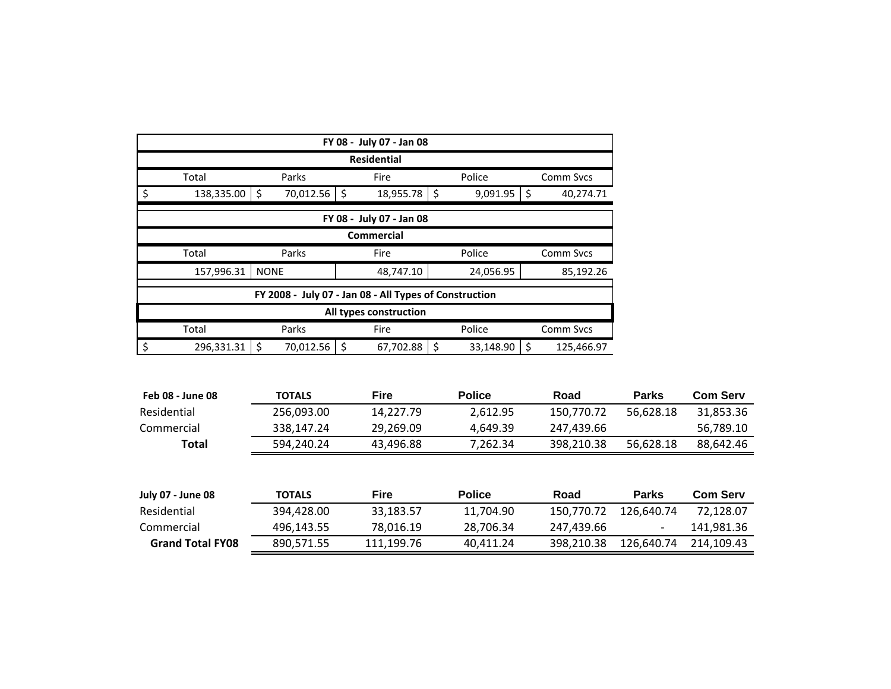| FY 08 - July 07 - Jan 08 | | | | |
|---|---|---|---|---|
| **Residential** | | | | |
| Total | Parks | Fire | Police | Comm Svcs |
| $ 138,335.00 | $ 70,012.56 | $ 18,955.78 | $ 9,091.95 | $ 40,274.71 |

| FY 08 - July 07 - Jan 08 | | | | |
|---|---|---|---|---|
| **Commercial** | | | | |
| Total | Parks | Fire | Police | Comm Svcs |
| 157,996.31 | NONE | 48,747.10 | 24,056.95 | 85,192.26 |

| FY 2008 - July 07 - Jan 08 - All Types of Construction | | | | |
|---|---|---|---|---|
| **All types construction** | | | | |
| Total | Parks | Fire | Police | Comm Svcs |
| $ 296,331.31 | $ 70,012.56 | $ 67,702.88 | $ 33,148.90 | $ 125,466.97 |

| Feb 08 - June 08 | TOTALS | Fire | Police | Road | Parks | Com Serv |
|---|---|---|---|---|---|---|
| Residential | 256,093.00 | 14,227.79 | 2,612.95 | 150,770.72 | 56,628.18 | 31,853.36 |
| Commercial | 338,147.24 | 29,269.09 | 4,649.39 | 247,439.66 | | 56,789.10 |
| **Total** | 594,240.24 | 43,496.88 | 7,262.34 | 398,210.38 | 56,628.18 | 88,642.46 |

| July 07 - June 08 | TOTALS | Fire | Police | Road | Parks | Com Serv |
|---|---|---|---|---|---|---|
| Residential | 394,428.00 | 33,183.57 | 11,704.90 | 150,770.72 | 126,640.74 | 72,128.07 |
| Commercial | 496,143.55 | 78,016.19 | 28,706.34 | 247,439.66 | - | 141,981.36 |
| **Grand Total FY08** | 890,571.55 | 111,199.76 | 40,411.24 | 398,210.38 | 126,640.74 | 214,109.43 |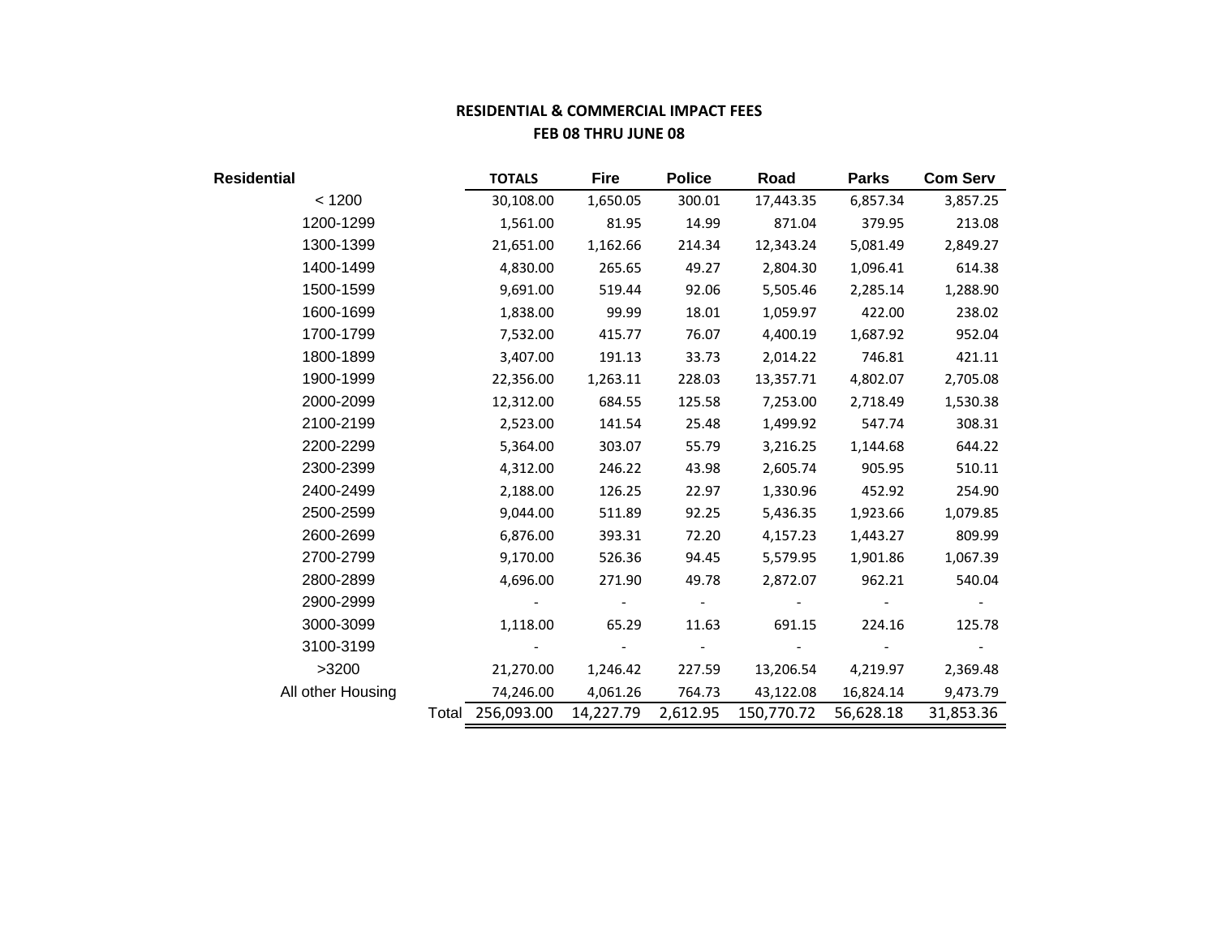**RESIDENTIAL & COMMERCIAL IMPACT FEES**
**FEB 08 THRU JUNE 08**

| Residential | | TOTALS | Fire | Police | Road | Parks | Com Serv |
|---|---|---|---|---|---|---|---|
| < 1200 | | 30,108.00 | 1,650.05 | 300.01 | 17,443.35 | 6,857.34 | 3,857.25 |
| 1200-1299 | | 1,561.00 | 81.95 | 14.99 | 871.04 | 379.95 | 213.08 |
| 1300-1399 | | 21,651.00 | 1,162.66 | 214.34 | 12,343.24 | 5,081.49 | 2,849.27 |
| 1400-1499 | | 4,830.00 | 265.65 | 49.27 | 2,804.30 | 1,096.41 | 614.38 |
| 1500-1599 | | 9,691.00 | 519.44 | 92.06 | 5,505.46 | 2,285.14 | 1,288.90 |
| 1600-1699 | | 1,838.00 | 99.99 | 18.01 | 1,059.97 | 422.00 | 238.02 |
| 1700-1799 | | 7,532.00 | 415.77 | 76.07 | 4,400.19 | 1,687.92 | 952.04 |
| 1800-1899 | | 3,407.00 | 191.13 | 33.73 | 2,014.22 | 746.81 | 421.11 |
| 1900-1999 | | 22,356.00 | 1,263.11 | 228.03 | 13,357.71 | 4,802.07 | 2,705.08 |
| 2000-2099 | | 12,312.00 | 684.55 | 125.58 | 7,253.00 | 2,718.49 | 1,530.38 |
| 2100-2199 | | 2,523.00 | 141.54 | 25.48 | 1,499.92 | 547.74 | 308.31 |
| 2200-2299 | | 5,364.00 | 303.07 | 55.79 | 3,216.25 | 1,144.68 | 644.22 |
| 2300-2399 | | 4,312.00 | 246.22 | 43.98 | 2,605.74 | 905.95 | 510.11 |
| 2400-2499 | | 2,188.00 | 126.25 | 22.97 | 1,330.96 | 452.92 | 254.90 |
| 2500-2599 | | 9,044.00 | 511.89 | 92.25 | 5,436.35 | 1,923.66 | 1,079.85 |
| 2600-2699 | | 6,876.00 | 393.31 | 72.20 | 4,157.23 | 1,443.27 | 809.99 |
| 2700-2799 | | 9,170.00 | 526.36 | 94.45 | 5,579.95 | 1,901.86 | 1,067.39 |
| 2800-2899 | | 4,696.00 | 271.90 | 49.78 | 2,872.07 | 962.21 | 540.04 |
| 2900-2999 | | - | - | - | - | - | - |
| 3000-3099 | | 1,118.00 | 65.29 | 11.63 | 691.15 | 224.16 | 125.78 |
| 3100-3199 | | - | - | - | - | - | - |
| >3200 | | 21,270.00 | 1,246.42 | 227.59 | 13,206.54 | 4,219.97 | 2,369.48 |
| All other Housing | | 74,246.00 | 4,061.26 | 764.73 | 43,122.08 | 16,824.14 | 9,473.79 |
| | Total | 256,093.00 | 14,227.79 | 2,612.95 | 150,770.72 | 56,628.18 | 31,853.36 |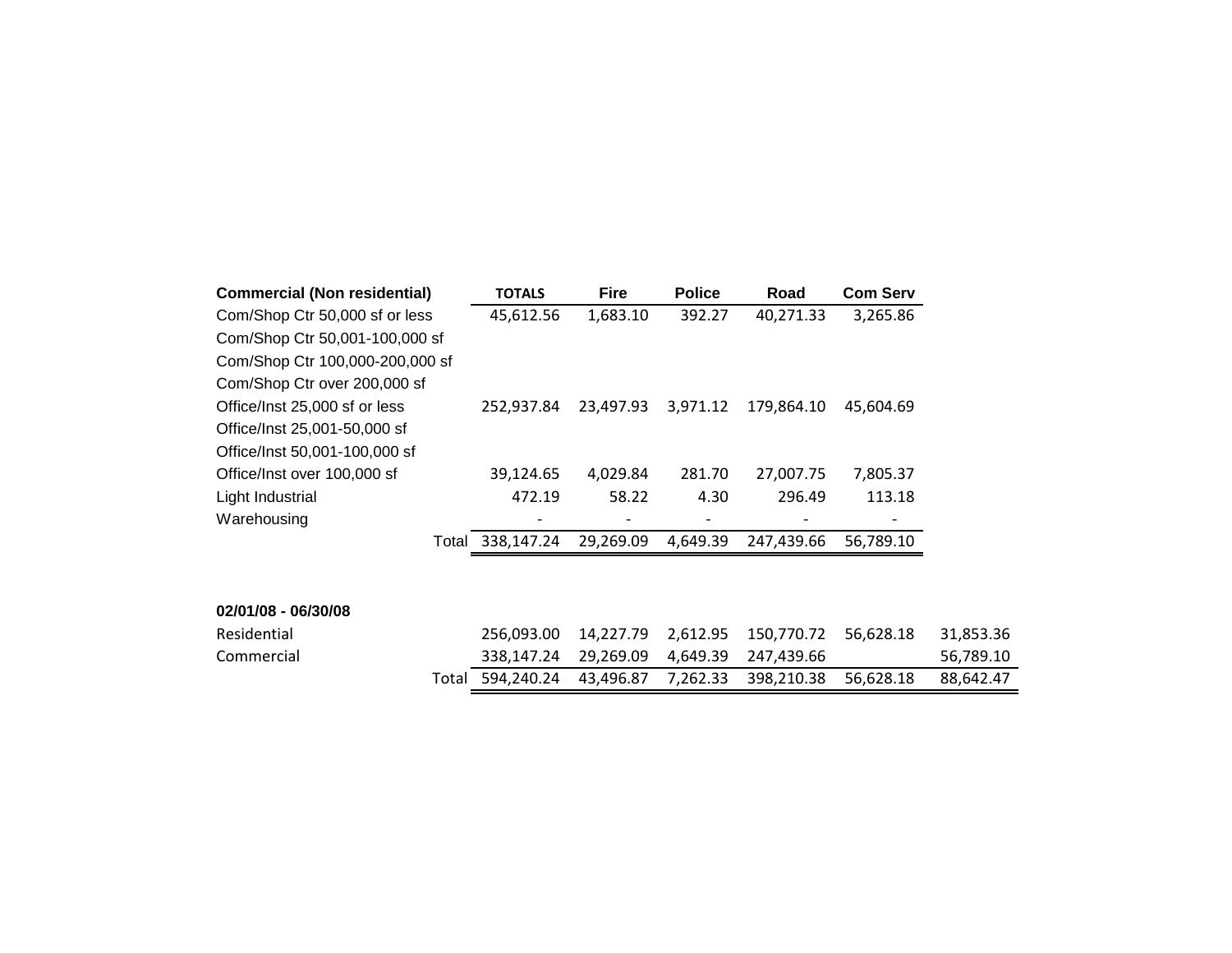| Commercial (Non residential) | TOTALS | Fire | Police | Road | Com Serv |
|---|---|---|---|---|---|
| Com/Shop Ctr 50,000 sf or less | 45,612.56 | 1,683.10 | 392.27 | 40,271.33 | 3,265.86 |
| Com/Shop Ctr 50,001-100,000 sf | | | | | |
| Com/Shop Ctr 100,000-200,000 sf | | | | | |
| Com/Shop Ctr over 200,000 sf | | | | | |
| Office/Inst 25,000 sf or less | 252,937.84 | 23,497.93 | 3,971.12 | 179,864.10 | 45,604.69 |
| Office/Inst 25,001-50,000 sf | | | | | |
| Office/Inst 50,001-100,000 sf | | | | | |
| Office/Inst over 100,000 sf | 39,124.65 | 4,029.84 | 281.70 | 27,007.75 | 7,805.37 |
| Light Industrial | 472.19 | 58.22 | 4.30 | 296.49 | 113.18 |
| Warehousing | - | - | - | - | - |
| Total | 338,147.24 | 29,269.09 | 4,649.39 | 247,439.66 | 56,789.10 |

**02/01/08 - 06/30/08**

| | | | | | | |
|---|---|---|---|---|---|---|
| Residential | 256,093.00 | 14,227.79 | 2,612.95 | 150,770.72 | 56,628.18 | 31,853.36 |
| Commercial | 338,147.24 | 29,269.09 | 4,649.39 | 247,439.66 | | 56,789.10 |
| Total | 594,240.24 | 43,496.87 | 7,262.33 | 398,210.38 | 56,628.18 | 88,642.47 |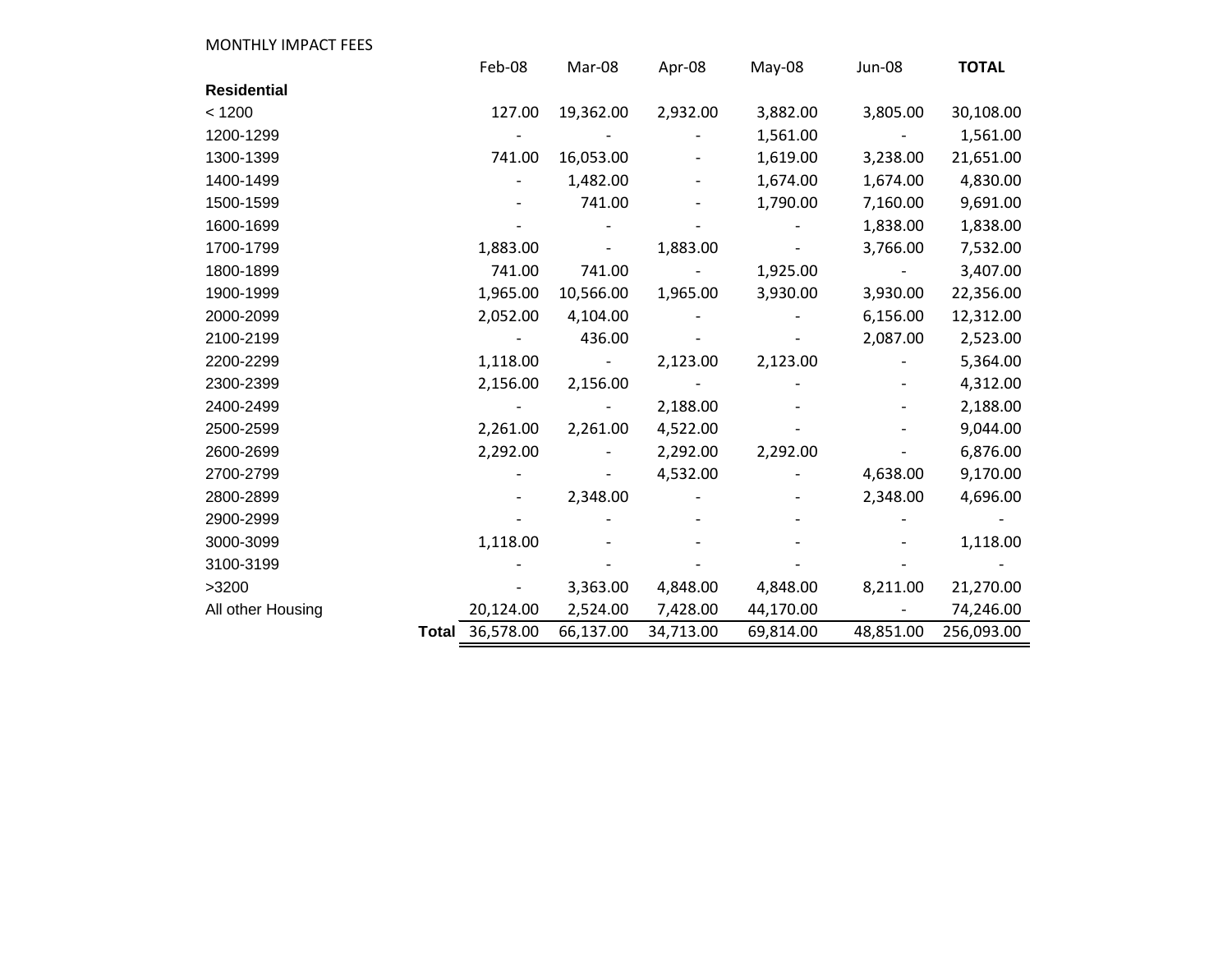MONTHLY IMPACT FEES

| | Feb-08 | Mar-08 | Apr-08 | May-08 | Jun-08 | **TOTAL** |
|---|---|---|---|---|---|---|
| **Residential** | | | | | | |
| < 1200 | 127.00 | 19,362.00 | 2,932.00 | 3,882.00 | 3,805.00 | 30,108.00 |
| 1200-1299 | - | - | - | 1,561.00 | - | 1,561.00 |
| 1300-1399 | 741.00 | 16,053.00 | - | 1,619.00 | 3,238.00 | 21,651.00 |
| 1400-1499 | - | 1,482.00 | - | 1,674.00 | 1,674.00 | 4,830.00 |
| 1500-1599 | - | 741.00 | - | 1,790.00 | 7,160.00 | 9,691.00 |
| 1600-1699 | - | - | - | - | 1,838.00 | 1,838.00 |
| 1700-1799 | 1,883.00 | - | 1,883.00 | - | 3,766.00 | 7,532.00 |
| 1800-1899 | 741.00 | 741.00 | - | 1,925.00 | - | 3,407.00 |
| 1900-1999 | 1,965.00 | 10,566.00 | 1,965.00 | 3,930.00 | 3,930.00 | 22,356.00 |
| 2000-2099 | 2,052.00 | 4,104.00 | - | - | 6,156.00 | 12,312.00 |
| 2100-2199 | - | 436.00 | - | - | 2,087.00 | 2,523.00 |
| 2200-2299 | 1,118.00 | - | 2,123.00 | 2,123.00 | - | 5,364.00 |
| 2300-2399 | 2,156.00 | 2,156.00 | - | - | - | 4,312.00 |
| 2400-2499 | - | - | 2,188.00 | - | - | 2,188.00 |
| 2500-2599 | 2,261.00 | 2,261.00 | 4,522.00 | - | - | 9,044.00 |
| 2600-2699 | 2,292.00 | - | 2,292.00 | 2,292.00 | - | 6,876.00 |
| 2700-2799 | - | - | 4,532.00 | - | 4,638.00 | 9,170.00 |
| 2800-2899 | - | 2,348.00 | - | - | 2,348.00 | 4,696.00 |
| 2900-2999 | - | - | - | - | - | - |
| 3000-3099 | 1,118.00 | - | - | - | - | 1,118.00 |
| 3100-3199 | - | - | - | - | - | - |
| >3200 | - | 3,363.00 | 4,848.00 | 4,848.00 | 8,211.00 | 21,270.00 |
| All other Housing | 20,124.00 | 2,524.00 | 7,428.00 | 44,170.00 | - | 74,246.00 |
| **Total** | 36,578.00 | 66,137.00 | 34,713.00 | 69,814.00 | 48,851.00 | 256,093.00 |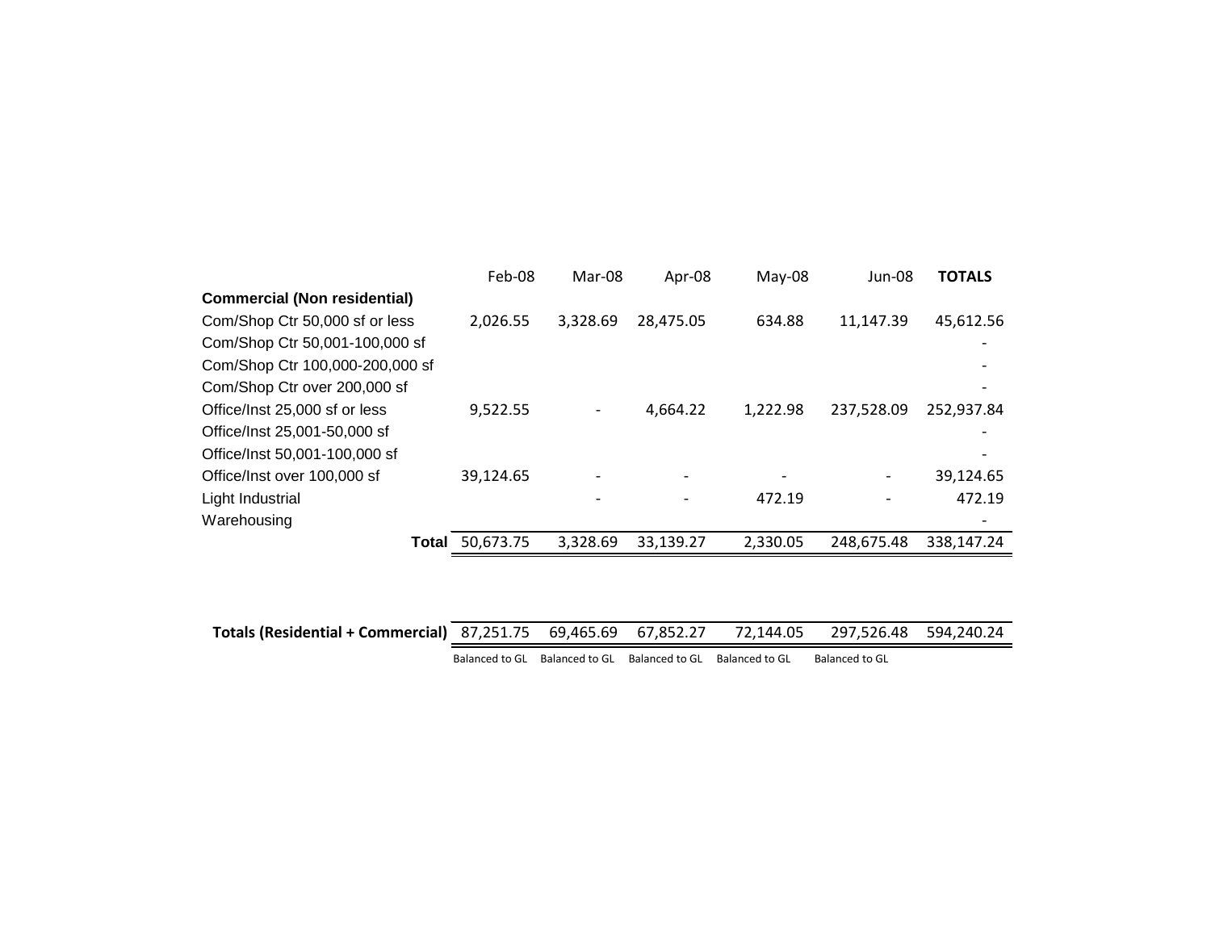| | Feb-08 | Mar-08 | Apr-08 | May-08 | Jun-08 | **TOTALS** |
|---|---|---|---|---|---|---|
| **Commercial (Non residential)** | | | | | | |
| Com/Shop Ctr 50,000 sf or less | 2,026.55 | 3,328.69 | 28,475.05 | 634.88 | 11,147.39 | 45,612.56 |
| Com/Shop Ctr 50,001-100,000 sf | | | | | | - |
| Com/Shop Ctr 100,000-200,000 sf | | | | | | - |
| Com/Shop Ctr over 200,000 sf | | | | | | - |
| Office/Inst 25,000 sf or less | 9,522.55 | - | 4,664.22 | 1,222.98 | 237,528.09 | 252,937.84 |
| Office/Inst 25,001-50,000 sf | | | | | | - |
| Office/Inst 50,001-100,000 sf | | | | | | - |
| Office/Inst over 100,000 sf | 39,124.65 | - | - | - | - | 39,124.65 |
| Light Industrial | | - | - | 472.19 | - | 472.19 |
| Warehousing | | | | | | - |
| **Total** | 50,673.75 | 3,328.69 | 33,139.27 | 2,330.05 | 248,675.48 | 338,147.24 |
| | | | | | | |
| **Totals (Residential + Commercial)** | 87,251.75 | 69,465.69 | 67,852.27 | 72,144.05 | 297,526.48 | 594,240.24 |
| | Balanced to GL | Balanced to GL | Balanced to GL | Balanced to GL | Balanced to GL | |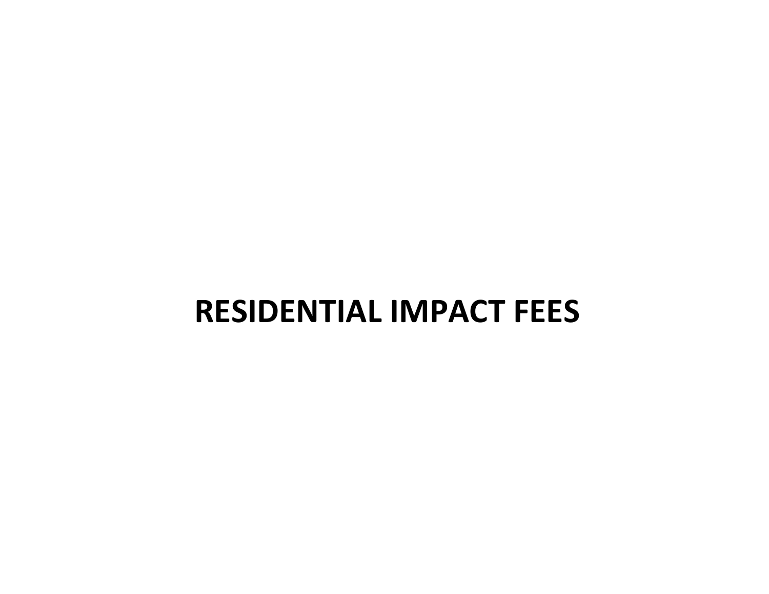# RESIDENTIAL IMPACT FEES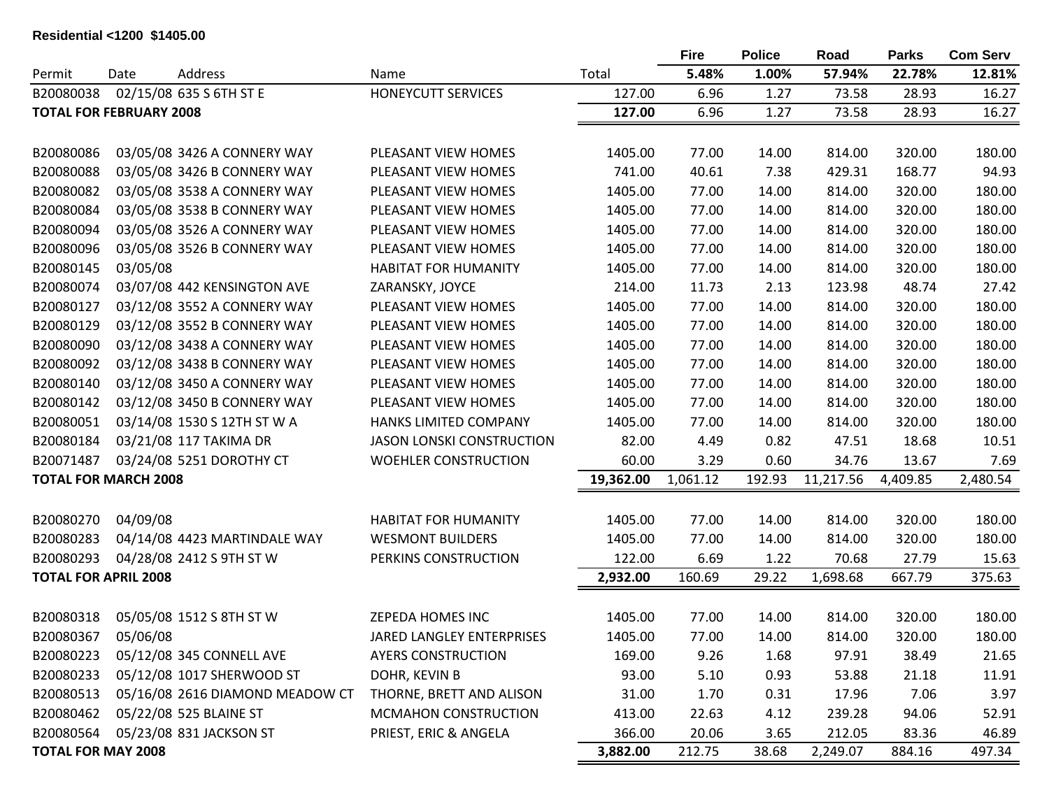**Residential <1200 $1405.00**

| Permit | Date | Address | Name | Total | Fire 5.48% | Police 1.00% | Road 57.94% | Parks 22.78% | Com Serv 12.81% |
|---|---|---|---|---|---|---|---|---|---|
| B20080038 | 02/15/08 | 635 S 6TH ST E | HONEYCUTT SERVICES | 127.00 | 6.96 | 1.27 | 73.58 | 28.93 | 16.27 |
| **TOTAL FOR FEBRUARY 2008** | | | | **127.00** | 6.96 | 1.27 | 73.58 | 28.93 | 16.27 |
| B20080086 | 03/05/08 | 3426 A CONNERY WAY | PLEASANT VIEW HOMES | 1405.00 | 77.00 | 14.00 | 814.00 | 320.00 | 180.00 |
| B20080088 | 03/05/08 | 3426 B CONNERY WAY | PLEASANT VIEW HOMES | 741.00 | 40.61 | 7.38 | 429.31 | 168.77 | 94.93 |
| B20080082 | 03/05/08 | 3538 A CONNERY WAY | PLEASANT VIEW HOMES | 1405.00 | 77.00 | 14.00 | 814.00 | 320.00 | 180.00 |
| B20080084 | 03/05/08 | 3538 B CONNERY WAY | PLEASANT VIEW HOMES | 1405.00 | 77.00 | 14.00 | 814.00 | 320.00 | 180.00 |
| B20080094 | 03/05/08 | 3526 A CONNERY WAY | PLEASANT VIEW HOMES | 1405.00 | 77.00 | 14.00 | 814.00 | 320.00 | 180.00 |
| B20080096 | 03/05/08 | 3526 B CONNERY WAY | PLEASANT VIEW HOMES | 1405.00 | 77.00 | 14.00 | 814.00 | 320.00 | 180.00 |
| B20080145 | 03/05/08 | | HABITAT FOR HUMANITY | 1405.00 | 77.00 | 14.00 | 814.00 | 320.00 | 180.00 |
| B20080074 | 03/07/08 | 442 KENSINGTON AVE | ZARANSKY, JOYCE | 214.00 | 11.73 | 2.13 | 123.98 | 48.74 | 27.42 |
| B20080127 | 03/12/08 | 3552 A CONNERY WAY | PLEASANT VIEW HOMES | 1405.00 | 77.00 | 14.00 | 814.00 | 320.00 | 180.00 |
| B20080129 | 03/12/08 | 3552 B CONNERY WAY | PLEASANT VIEW HOMES | 1405.00 | 77.00 | 14.00 | 814.00 | 320.00 | 180.00 |
| B20080090 | 03/12/08 | 3438 A CONNERY WAY | PLEASANT VIEW HOMES | 1405.00 | 77.00 | 14.00 | 814.00 | 320.00 | 180.00 |
| B20080092 | 03/12/08 | 3438 B CONNERY WAY | PLEASANT VIEW HOMES | 1405.00 | 77.00 | 14.00 | 814.00 | 320.00 | 180.00 |
| B20080140 | 03/12/08 | 3450 A CONNERY WAY | PLEASANT VIEW HOMES | 1405.00 | 77.00 | 14.00 | 814.00 | 320.00 | 180.00 |
| B20080142 | 03/12/08 | 3450 B CONNERY WAY | PLEASANT VIEW HOMES | 1405.00 | 77.00 | 14.00 | 814.00 | 320.00 | 180.00 |
| B20080051 | 03/14/08 | 1530 S 12TH ST W A | HANKS LIMITED COMPANY | 1405.00 | 77.00 | 14.00 | 814.00 | 320.00 | 180.00 |
| B20080184 | 03/21/08 | 117 TAKIMA DR | JASON LONSKI CONSTRUCTION | 82.00 | 4.49 | 0.82 | 47.51 | 18.68 | 10.51 |
| B20071487 | 03/24/08 | 5251 DOROTHY CT | WOEHLER CONSTRUCTION | 60.00 | 3.29 | 0.60 | 34.76 | 13.67 | 7.69 |
| **TOTAL FOR MARCH 2008** | | | | **19,362.00** | 1,061.12 | 192.93 | 11,217.56 | 4,409.85 | 2,480.54 |
| B20080270 | 04/09/08 | | HABITAT FOR HUMANITY | 1405.00 | 77.00 | 14.00 | 814.00 | 320.00 | 180.00 |
| B20080283 | 04/14/08 | 4423 MARTINDALE WAY | WESMONT BUILDERS | 1405.00 | 77.00 | 14.00 | 814.00 | 320.00 | 180.00 |
| B20080293 | 04/28/08 | 2412 S 9TH ST W | PERKINS CONSTRUCTION | 122.00 | 6.69 | 1.22 | 70.68 | 27.79 | 15.63 |
| **TOTAL FOR APRIL 2008** | | | | **2,932.00** | 160.69 | 29.22 | 1,698.68 | 667.79 | 375.63 |
| B20080318 | 05/05/08 | 1512 S 8TH ST W | ZEPEDA HOMES INC | 1405.00 | 77.00 | 14.00 | 814.00 | 320.00 | 180.00 |
| B20080367 | 05/06/08 | | JARED LANGLEY ENTERPRISES | 1405.00 | 77.00 | 14.00 | 814.00 | 320.00 | 180.00 |
| B20080223 | 05/12/08 | 345 CONNELL AVE | AYERS CONSTRUCTION | 169.00 | 9.26 | 1.68 | 97.91 | 38.49 | 21.65 |
| B20080233 | 05/12/08 | 1017 SHERWOOD ST | DOHR, KEVIN B | 93.00 | 5.10 | 0.93 | 53.88 | 21.18 | 11.91 |
| B20080513 | 05/16/08 | 2616 DIAMOND MEADOW CT | THORNE, BRETT AND ALISON | 31.00 | 1.70 | 0.31 | 17.96 | 7.06 | 3.97 |
| B20080462 | 05/22/08 | 525 BLAINE ST | MCMAHON CONSTRUCTION | 413.00 | 22.63 | 4.12 | 239.28 | 94.06 | 52.91 |
| B20080564 | 05/23/08 | 831 JACKSON ST | PRIEST, ERIC & ANGELA | 366.00 | 20.06 | 3.65 | 212.05 | 83.36 | 46.89 |
| **TOTAL FOR MAY 2008** | | | | **3,882.00** | 212.75 | 38.68 | 2,249.07 | 884.16 | 497.34 |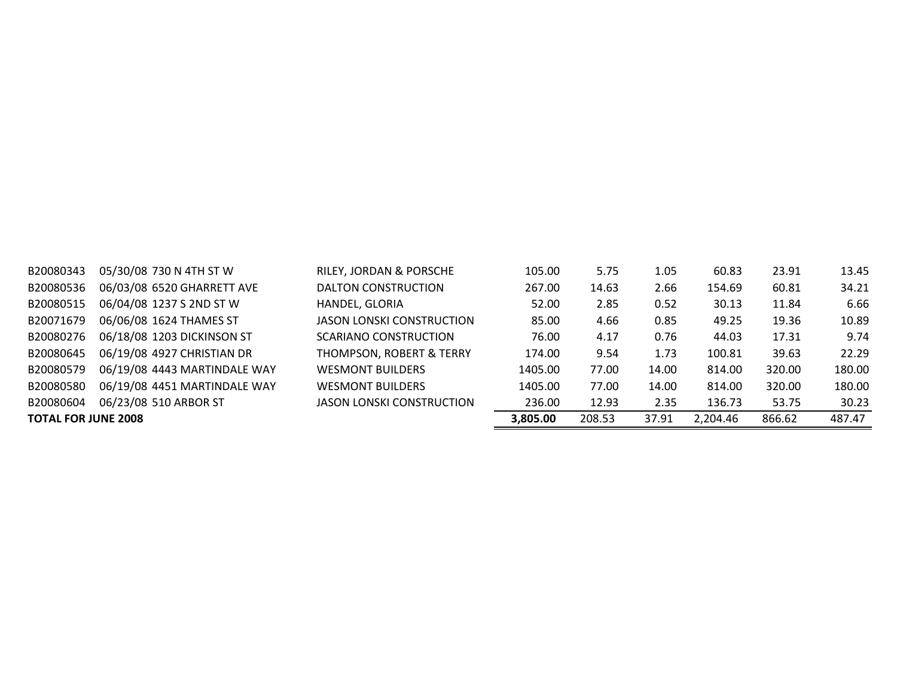| | | | | | | | | | |
|---|---|---|---|---|---|---|---|---|---|
| B20080343 | 05/30/08 | 730 N 4TH ST W | RILEY, JORDAN & PORSCHE | 105.00 | 5.75 | 1.05 | 60.83 | 23.91 | 13.45 |
| B20080536 | 06/03/08 | 6520 GHARRETT AVE | DALTON CONSTRUCTION | 267.00 | 14.63 | 2.66 | 154.69 | 60.81 | 34.21 |
| B20080515 | 06/04/08 | 1237 S 2ND ST W | HANDEL, GLORIA | 52.00 | 2.85 | 0.52 | 30.13 | 11.84 | 6.66 |
| B20071679 | 06/06/08 | 1624 THAMES ST | JASON LONSKI CONSTRUCTION | 85.00 | 4.66 | 0.85 | 49.25 | 19.36 | 10.89 |
| B20080276 | 06/18/08 | 1203 DICKINSON ST | SCARIANO CONSTRUCTION | 76.00 | 4.17 | 0.76 | 44.03 | 17.31 | 9.74 |
| B20080645 | 06/19/08 | 4927 CHRISTIAN DR | THOMPSON, ROBERT & TERRY | 174.00 | 9.54 | 1.73 | 100.81 | 39.63 | 22.29 |
| B20080579 | 06/19/08 | 4443 MARTINDALE WAY | WESMONT BUILDERS | 1405.00 | 77.00 | 14.00 | 814.00 | 320.00 | 180.00 |
| B20080580 | 06/19/08 | 4451 MARTINDALE WAY | WESMONT BUILDERS | 1405.00 | 77.00 | 14.00 | 814.00 | 320.00 | 180.00 |
| B20080604 | 06/23/08 | 510 ARBOR ST | JASON LONSKI CONSTRUCTION | 236.00 | 12.93 | 2.35 | 136.73 | 53.75 | 30.23 |
| **TOTAL FOR JUNE 2008** | | | | **3,805.00** | 208.53 | 37.91 | 2,204.46 | 866.62 | 487.47 |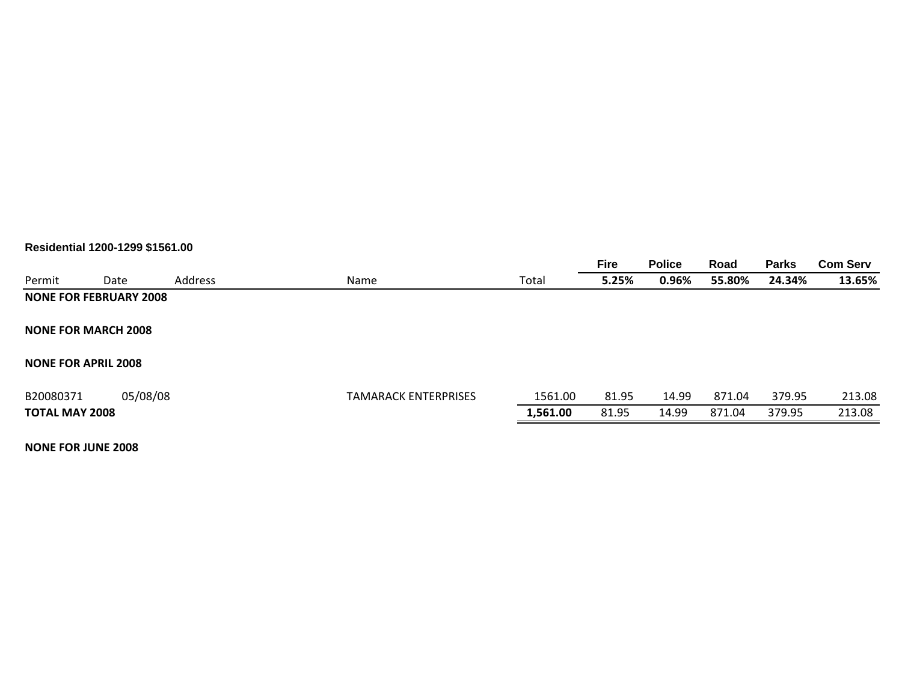**Residential 1200-1299 $1561.00**

| Permit | Date | Address | Name | Total | Fire 5.25% | Police 0.96% | Road 55.80% | Parks 24.34% | Com Serv 13.65% |
|---|---|---|---|---|---|---|---|---|---|
| **NONE FOR FEBRUARY 2008** | | | | | | | | | |
| **NONE FOR MARCH 2008** | | | | | | | | | |
| **NONE FOR APRIL 2008** | | | | | | | | | |
| B20080371 | 05/08/08 | | TAMARACK ENTERPRISES | 1561.00 | 81.95 | 14.99 | 871.04 | 379.95 | 213.08 |
| **TOTAL MAY 2008** | | | | **1,561.00** | 81.95 | 14.99 | 871.04 | 379.95 | 213.08 |
| **NONE FOR JUNE 2008** | | | | | | | | | |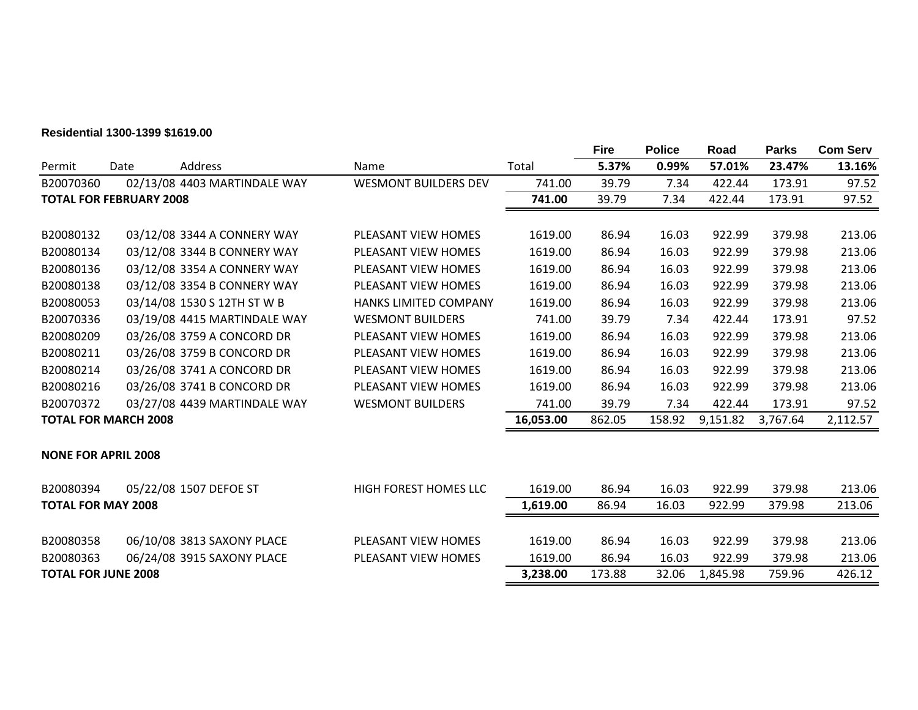**Residential 1300-1399 $1619.00**

| Permit | Date | Address | Name | Total | Fire 5.37% | Police 0.99% | Road 57.01% | Parks 23.47% | Com Serv 13.16% |
|---|---|---|---|---|---|---|---|---|---|
| B20070360 | 02/13/08 | 4403 MARTINDALE WAY | WESMONT BUILDERS DEV | 741.00 | 39.79 | 7.34 | 422.44 | 173.91 | 97.52 |
| **TOTAL FOR FEBRUARY 2008** | | | | **741.00** | 39.79 | 7.34 | 422.44 | 173.91 | 97.52 |
| B20080132 | 03/12/08 | 3344 A CONNERY WAY | PLEASANT VIEW HOMES | 1619.00 | 86.94 | 16.03 | 922.99 | 379.98 | 213.06 |
| B20080134 | 03/12/08 | 3344 B CONNERY WAY | PLEASANT VIEW HOMES | 1619.00 | 86.94 | 16.03 | 922.99 | 379.98 | 213.06 |
| B20080136 | 03/12/08 | 3354 A CONNERY WAY | PLEASANT VIEW HOMES | 1619.00 | 86.94 | 16.03 | 922.99 | 379.98 | 213.06 |
| B20080138 | 03/12/08 | 3354 B CONNERY WAY | PLEASANT VIEW HOMES | 1619.00 | 86.94 | 16.03 | 922.99 | 379.98 | 213.06 |
| B20080053 | 03/14/08 | 1530 S 12TH ST W B | HANKS LIMITED COMPANY | 1619.00 | 86.94 | 16.03 | 922.99 | 379.98 | 213.06 |
| B20070336 | 03/19/08 | 4415 MARTINDALE WAY | WESMONT BUILDERS | 741.00 | 39.79 | 7.34 | 422.44 | 173.91 | 97.52 |
| B20080209 | 03/26/08 | 3759 A CONCORD DR | PLEASANT VIEW HOMES | 1619.00 | 86.94 | 16.03 | 922.99 | 379.98 | 213.06 |
| B20080211 | 03/26/08 | 3759 B CONCORD DR | PLEASANT VIEW HOMES | 1619.00 | 86.94 | 16.03 | 922.99 | 379.98 | 213.06 |
| B20080214 | 03/26/08 | 3741 A CONCORD DR | PLEASANT VIEW HOMES | 1619.00 | 86.94 | 16.03 | 922.99 | 379.98 | 213.06 |
| B20080216 | 03/26/08 | 3741 B CONCORD DR | PLEASANT VIEW HOMES | 1619.00 | 86.94 | 16.03 | 922.99 | 379.98 | 213.06 |
| B20070372 | 03/27/08 | 4439 MARTINDALE WAY | WESMONT BUILDERS | 741.00 | 39.79 | 7.34 | 422.44 | 173.91 | 97.52 |
| **TOTAL FOR MARCH 2008** | | | | **16,053.00** | 862.05 | 158.92 | 9,151.82 | 3,767.64 | 2,112.57 |
| **NONE FOR APRIL 2008** | | | | | | | | | |
| B20080394 | 05/22/08 | 1507 DEFOE ST | HIGH FOREST HOMES LLC | 1619.00 | 86.94 | 16.03 | 922.99 | 379.98 | 213.06 |
| **TOTAL FOR MAY 2008** | | | | **1,619.00** | 86.94 | 16.03 | 922.99 | 379.98 | 213.06 |
| B20080358 | 06/10/08 | 3813 SAXONY PLACE | PLEASANT VIEW HOMES | 1619.00 | 86.94 | 16.03 | 922.99 | 379.98 | 213.06 |
| B20080363 | 06/24/08 | 3915 SAXONY PLACE | PLEASANT VIEW HOMES | 1619.00 | 86.94 | 16.03 | 922.99 | 379.98 | 213.06 |
| **TOTAL FOR JUNE 2008** | | | | **3,238.00** | 173.88 | 32.06 | 1,845.98 | 759.96 | 426.12 |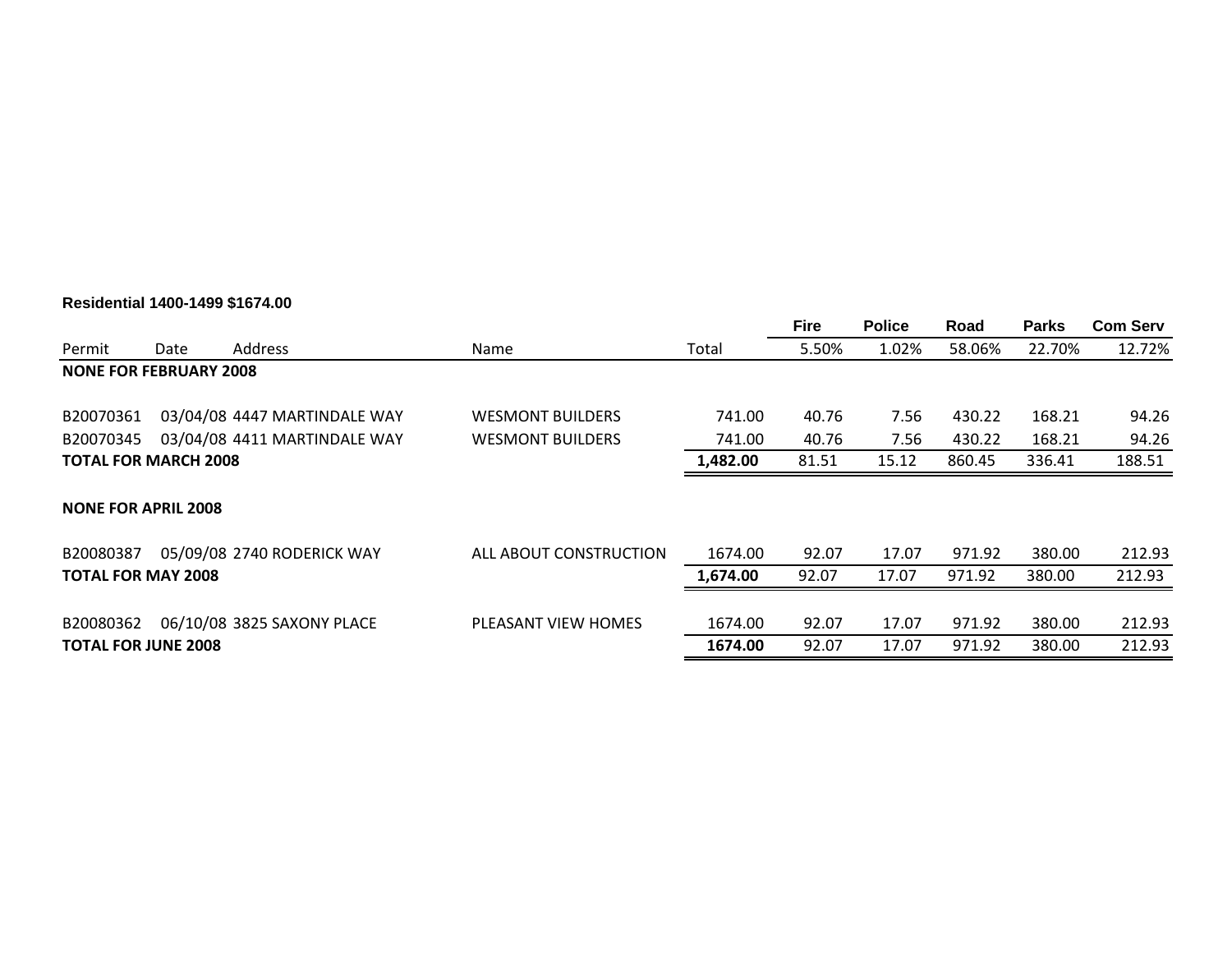**Residential 1400-1499 $1674.00**

| Permit | Date | Address | Name | Total | Fire<br>5.50% | Police<br>1.02% | Road<br>58.06% | Parks<br>22.70% | Com Serv<br>12.72% |
|---|---|---|---|---|---|---|---|---|---|
| **NONE FOR FEBRUARY 2008** | | | | | | | | | |
| B20070361 | 03/04/08 | 4447 MARTINDALE WAY | WESMONT BUILDERS | 741.00 | 40.76 | 7.56 | 430.22 | 168.21 | 94.26 |
| B20070345 | 03/04/08 | 4411 MARTINDALE WAY | WESMONT BUILDERS | 741.00 | 40.76 | 7.56 | 430.22 | 168.21 | 94.26 |
| **TOTAL FOR MARCH 2008** | | | | **1,482.00** | 81.51 | 15.12 | 860.45 | 336.41 | 188.51 |
| **NONE FOR APRIL 2008** | | | | | | | | | |
| B20080387 | 05/09/08 | 2740 RODERICK WAY | ALL ABOUT CONSTRUCTION | 1674.00 | 92.07 | 17.07 | 971.92 | 380.00 | 212.93 |
| **TOTAL FOR MAY 2008** | | | | **1,674.00** | 92.07 | 17.07 | 971.92 | 380.00 | 212.93 |
| B20080362 | 06/10/08 | 3825 SAXONY PLACE | PLEASANT VIEW HOMES | 1674.00 | 92.07 | 17.07 | 971.92 | 380.00 | 212.93 |
| **TOTAL FOR JUNE 2008** | | | | **1674.00** | 92.07 | 17.07 | 971.92 | 380.00 | 212.93 |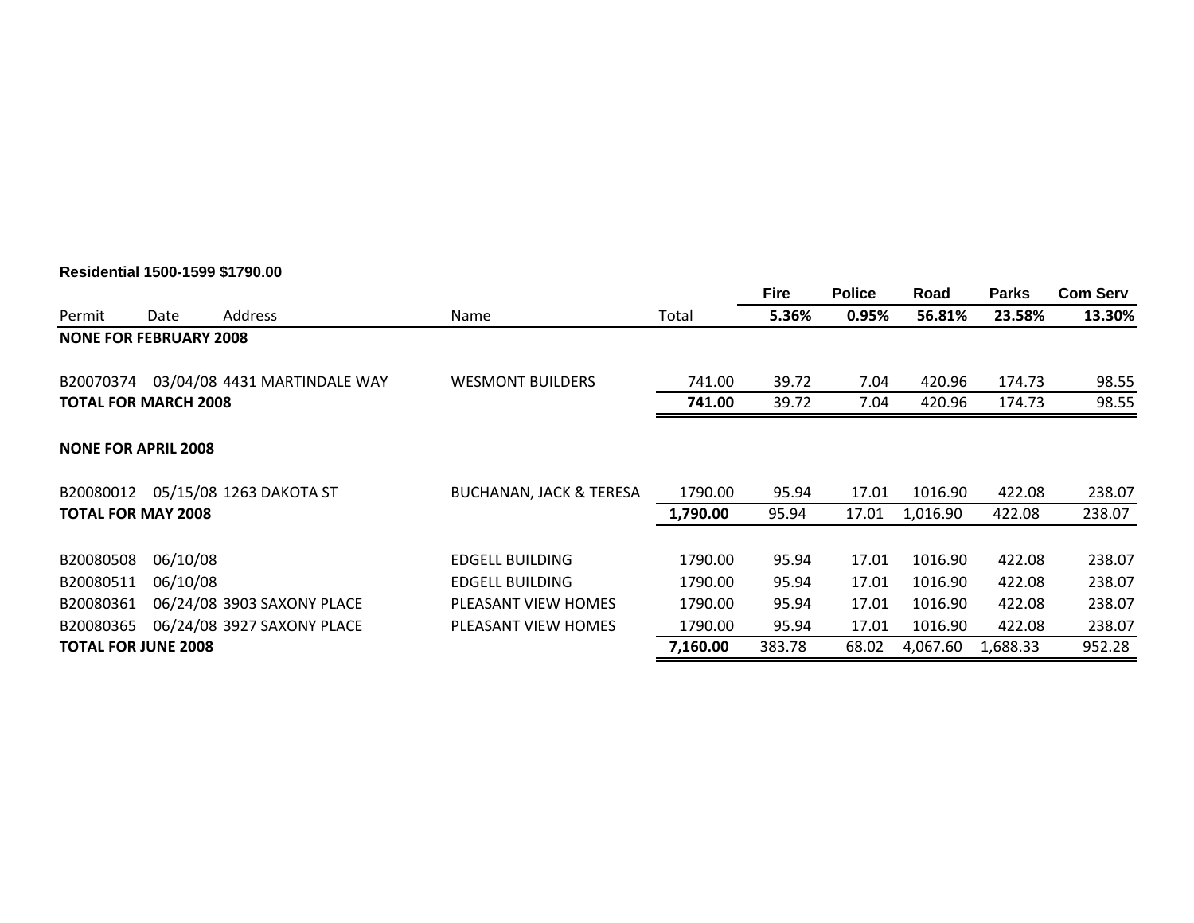**Residential 1500-1599 $1790.00**

| Permit | Date | Address | Name | Total | Fire | Police | Road | Parks | Com Serv |
|---|---|---|---|---|---|---|---|---|---|
| | | | | | 5.36% | 0.95% | 56.81% | 23.58% | 13.30% |
| **NONE FOR FEBRUARY 2008** | | | | | | | | | |
| B20070374 | 03/04/08 | 4431 MARTINDALE WAY | WESMONT BUILDERS | 741.00 | 39.72 | 7.04 | 420.96 | 174.73 | 98.55 |
| **TOTAL FOR MARCH 2008** | | | | **741.00** | 39.72 | 7.04 | 420.96 | 174.73 | 98.55 |
| **NONE FOR APRIL 2008** | | | | | | | | | |
| B20080012 | 05/15/08 | 1263 DAKOTA ST | BUCHANAN, JACK & TERESA | 1790.00 | 95.94 | 17.01 | 1016.90 | 422.08 | 238.07 |
| **TOTAL FOR MAY 2008** | | | | **1,790.00** | 95.94 | 17.01 | 1,016.90 | 422.08 | 238.07 |
| B20080508 | 06/10/08 | | EDGELL BUILDING | 1790.00 | 95.94 | 17.01 | 1016.90 | 422.08 | 238.07 |
| B20080511 | 06/10/08 | | EDGELL BUILDING | 1790.00 | 95.94 | 17.01 | 1016.90 | 422.08 | 238.07 |
| B20080361 | 06/24/08 | 3903 SAXONY PLACE | PLEASANT VIEW HOMES | 1790.00 | 95.94 | 17.01 | 1016.90 | 422.08 | 238.07 |
| B20080365 | 06/24/08 | 3927 SAXONY PLACE | PLEASANT VIEW HOMES | 1790.00 | 95.94 | 17.01 | 1016.90 | 422.08 | 238.07 |
| **TOTAL FOR JUNE 2008** | | | | **7,160.00** | 383.78 | 68.02 | 4,067.60 | 1,688.33 | 952.28 |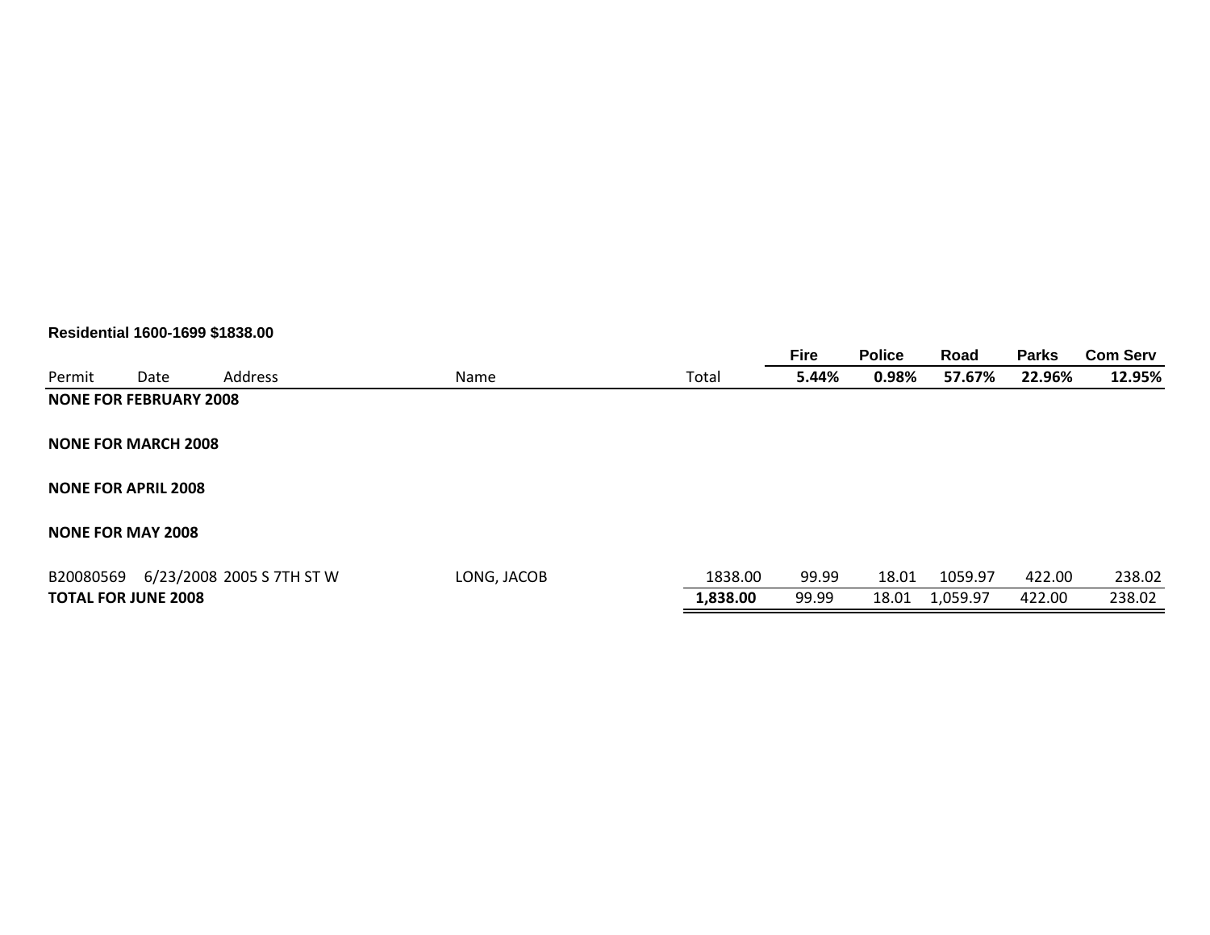**Residential 1600-1699 $1838.00**

| Permit | Date | Address | Name | Total | Fire<br>5.44% | Police<br>0.98% | Road<br>57.67% | Parks<br>22.96% | Com Serv<br>12.95% |
|---|---|---|---|---|---|---|---|---|---|
| **NONE FOR FEBRUARY 2008** | | | | | | | | | |
| **NONE FOR MARCH 2008** | | | | | | | | | |
| **NONE FOR APRIL 2008** | | | | | | | | | |
| **NONE FOR MAY 2008** | | | | | | | | | |
| B20080569 | 6/23/2008 | 2005 S 7TH ST W | LONG, JACOB | 1838.00 | 99.99 | 18.01 | 1059.97 | 422.00 | 238.02 |
| **TOTAL FOR JUNE 2008** | | | | **1,838.00** | 99.99 | 18.01 | 1,059.97 | 422.00 | 238.02 |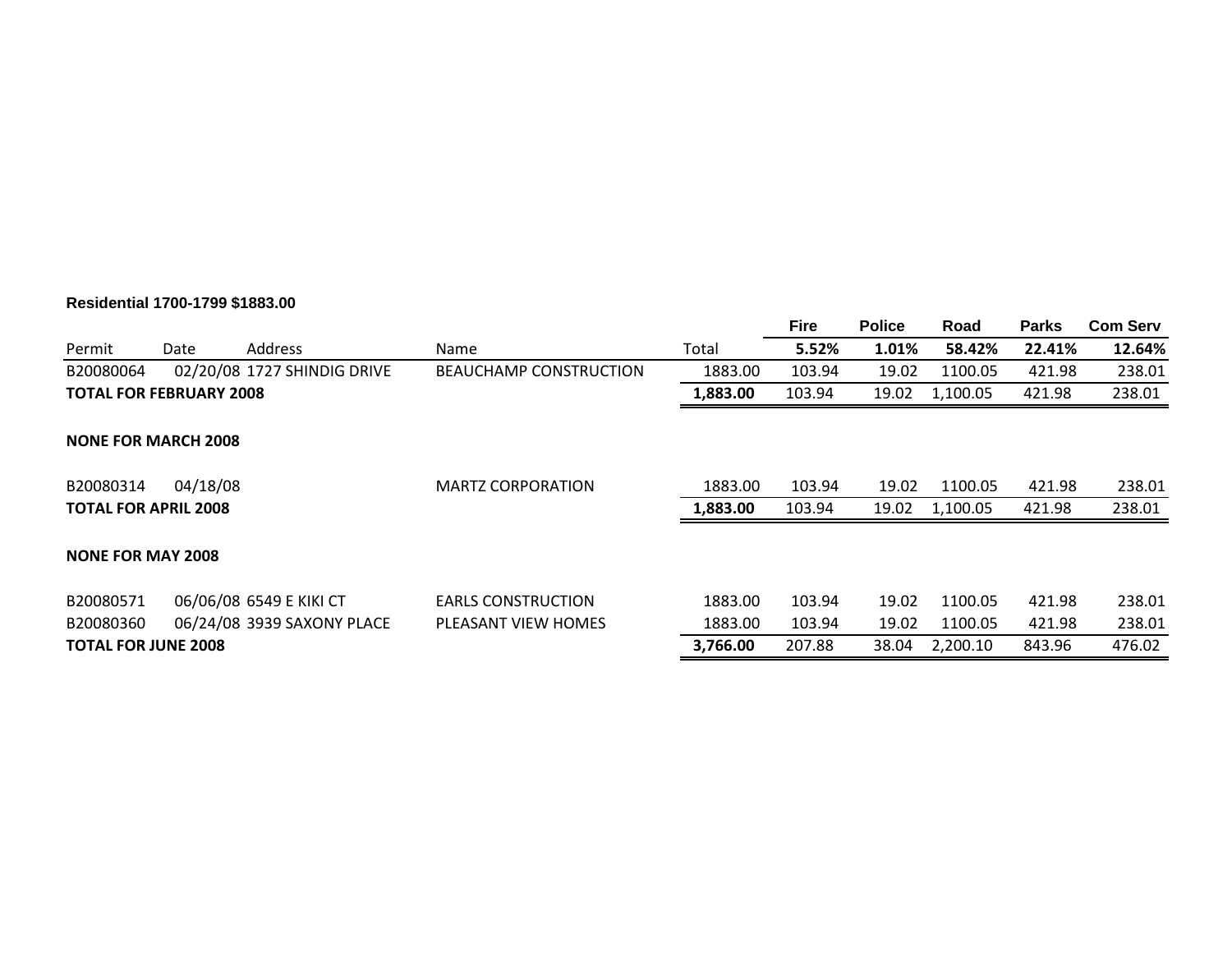**Residential 1700-1799 $1883.00**

| Permit | Date | Address | Name | Total | Fire 5.52% | Police 1.01% | Road 58.42% | Parks 22.41% | Com Serv 12.64% |
|---|---|---|---|---|---|---|---|---|---|
| B20080064 | 02/20/08 | 1727 SHINDIG DRIVE | BEAUCHAMP CONSTRUCTION | 1883.00 | 103.94 | 19.02 | 1100.05 | 421.98 | 238.01 |
| **TOTAL FOR FEBRUARY 2008** | | | | **1,883.00** | 103.94 | 19.02 | 1,100.05 | 421.98 | 238.01 |
| **NONE FOR MARCH 2008** | | | | | | | | | |
| B20080314 | 04/18/08 | | MARTZ CORPORATION | 1883.00 | 103.94 | 19.02 | 1100.05 | 421.98 | 238.01 |
| **TOTAL FOR APRIL 2008** | | | | **1,883.00** | 103.94 | 19.02 | 1,100.05 | 421.98 | 238.01 |
| **NONE FOR MAY 2008** | | | | | | | | | |
| B20080571 | 06/06/08 | 6549 E KIKI CT | EARLS CONSTRUCTION | 1883.00 | 103.94 | 19.02 | 1100.05 | 421.98 | 238.01 |
| B20080360 | 06/24/08 | 3939 SAXONY PLACE | PLEASANT VIEW HOMES | 1883.00 | 103.94 | 19.02 | 1100.05 | 421.98 | 238.01 |
| **TOTAL FOR JUNE 2008** | | | | **3,766.00** | 207.88 | 38.04 | 2,200.10 | 843.96 | 476.02 |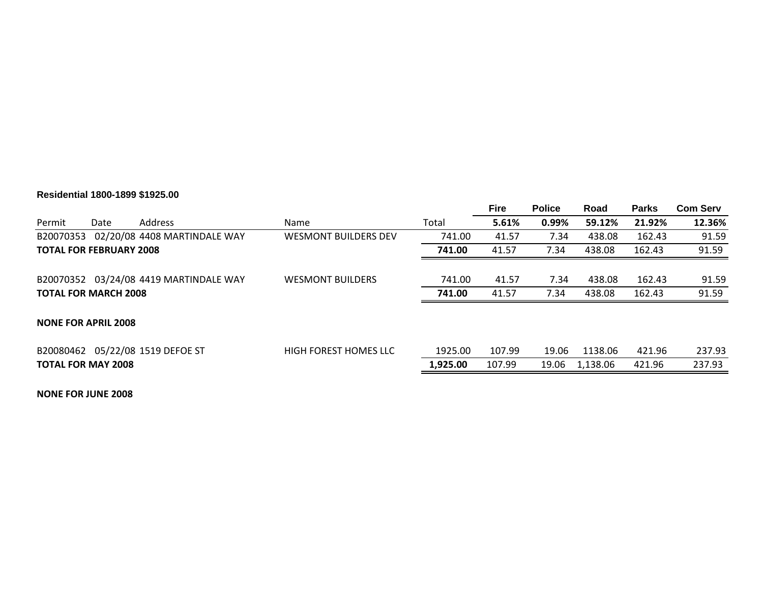**Residential 1800-1899 $1925.00**

| Permit | Date | Address | Name | Total | Fire<br>5.61% | Police<br>0.99% | Road<br>59.12% | Parks<br>21.92% | Com Serv<br>12.36% |
|---|---|---|---|---|---|---|---|---|---|
| B20070353 | 02/20/08 | 4408 MARTINDALE WAY | WESMONT BUILDERS DEV | 741.00 | 41.57 | 7.34 | 438.08 | 162.43 | 91.59 |
| **TOTAL FOR FEBRUARY 2008** | | | | **741.00** | 41.57 | 7.34 | 438.08 | 162.43 | 91.59 |
| B20070352 | 03/24/08 | 4419 MARTINDALE WAY | WESMONT BUILDERS | 741.00 | 41.57 | 7.34 | 438.08 | 162.43 | 91.59 |
| **TOTAL FOR MARCH 2008** | | | | **741.00** | 41.57 | 7.34 | 438.08 | 162.43 | 91.59 |
| **NONE FOR APRIL 2008** | | | | | | | | | |
| B20080462 | 05/22/08 | 1519 DEFOE ST | HIGH FOREST HOMES LLC | 1925.00 | 107.99 | 19.06 | 1138.06 | 421.96 | 237.93 |
| **TOTAL FOR MAY 2008** | | | | **1,925.00** | 107.99 | 19.06 | 1,138.06 | 421.96 | 237.93 |
| **NONE FOR JUNE 2008** | | | | | | | | | |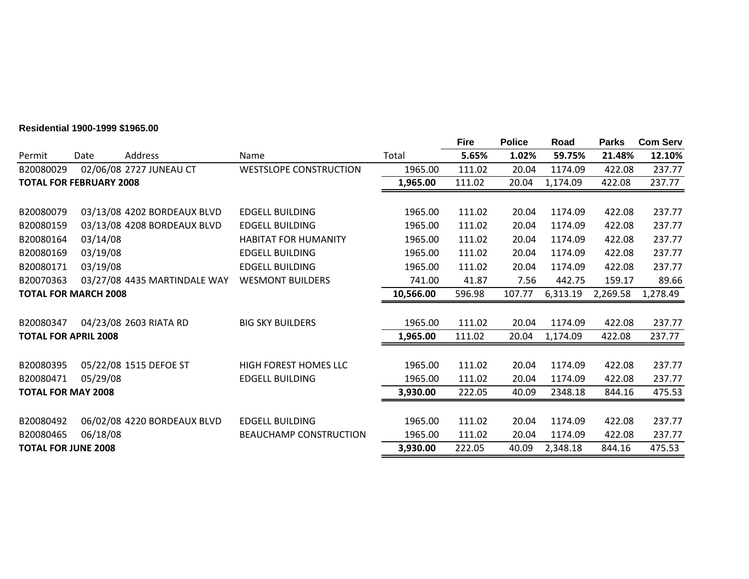**Residential 1900-1999 $1965.00**

| Permit | Date | Address | Name | Total | Fire 5.65% | Police 1.02% | Road 59.75% | Parks 21.48% | Com Serv 12.10% |
|---|---|---|---|---|---|---|---|---|---|
| B20080029 | 02/06/08 | 2727 JUNEAU CT | WESTSLOPE CONSTRUCTION | 1965.00 | 111.02 | 20.04 | 1174.09 | 422.08 | 237.77 |
| **TOTAL FOR FEBRUARY 2008** | | | | **1,965.00** | 111.02 | 20.04 | 1,174.09 | 422.08 | 237.77 |
| | | | | | | | | | |
| B20080079 | 03/13/08 | 4202 BORDEAUX BLVD | EDGELL BUILDING | 1965.00 | 111.02 | 20.04 | 1174.09 | 422.08 | 237.77 |
| B20080159 | 03/13/08 | 4208 BORDEAUX BLVD | EDGELL BUILDING | 1965.00 | 111.02 | 20.04 | 1174.09 | 422.08 | 237.77 |
| B20080164 | 03/14/08 | | HABITAT FOR HUMANITY | 1965.00 | 111.02 | 20.04 | 1174.09 | 422.08 | 237.77 |
| B20080169 | 03/19/08 | | EDGELL BUILDING | 1965.00 | 111.02 | 20.04 | 1174.09 | 422.08 | 237.77 |
| B20080171 | 03/19/08 | | EDGELL BUILDING | 1965.00 | 111.02 | 20.04 | 1174.09 | 422.08 | 237.77 |
| B20070363 | 03/27/08 | 4435 MARTINDALE WAY | WESMONT BUILDERS | 741.00 | 41.87 | 7.56 | 442.75 | 159.17 | 89.66 |
| **TOTAL FOR MARCH 2008** | | | | **10,566.00** | 596.98 | 107.77 | 6,313.19 | 2,269.58 | 1,278.49 |
| | | | | | | | | | |
| B20080347 | 04/23/08 | 2603 RIATA RD | BIG SKY BUILDERS | 1965.00 | 111.02 | 20.04 | 1174.09 | 422.08 | 237.77 |
| **TOTAL FOR APRIL 2008** | | | | **1,965.00** | 111.02 | 20.04 | 1,174.09 | 422.08 | 237.77 |
| | | | | | | | | | |
| B20080395 | 05/22/08 | 1515 DEFOE ST | HIGH FOREST HOMES LLC | 1965.00 | 111.02 | 20.04 | 1174.09 | 422.08 | 237.77 |
| B20080471 | 05/29/08 | | EDGELL BUILDING | 1965.00 | 111.02 | 20.04 | 1174.09 | 422.08 | 237.77 |
| **TOTAL FOR MAY 2008** | | | | **3,930.00** | 222.05 | 40.09 | 2348.18 | 844.16 | 475.53 |
| | | | | | | | | | |
| B20080492 | 06/02/08 | 4220 BORDEAUX BLVD | EDGELL BUILDING | 1965.00 | 111.02 | 20.04 | 1174.09 | 422.08 | 237.77 |
| B20080465 | 06/18/08 | | BEAUCHAMP CONSTRUCTION | 1965.00 | 111.02 | 20.04 | 1174.09 | 422.08 | 237.77 |
| **TOTAL FOR JUNE 2008** | | | | **3,930.00** | 222.05 | 40.09 | 2,348.18 | 844.16 | 475.53 |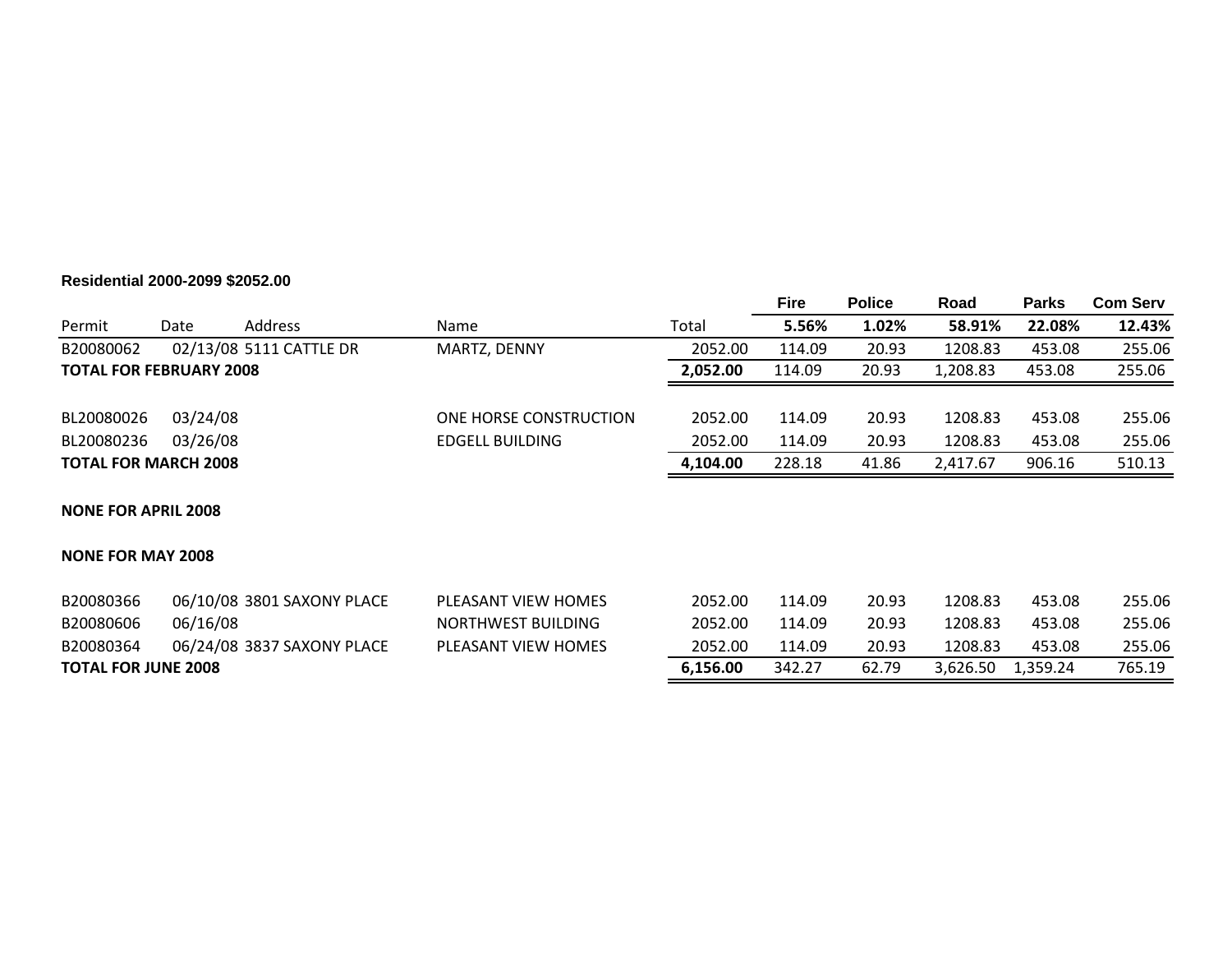**Residential 2000-2099 $2052.00**

| Permit | Date | Address | Name | Total | Fire 5.56% | Police 1.02% | Road 58.91% | Parks 22.08% | Com Serv 12.43% |
|---|---|---|---|---|---|---|---|---|---|
| B20080062 | 02/13/08 | 5111 CATTLE DR | MARTZ, DENNY | 2052.00 | 114.09 | 20.93 | 1208.83 | 453.08 | 255.06 |
| **TOTAL FOR FEBRUARY 2008** | | | | **2,052.00** | 114.09 | 20.93 | 1,208.83 | 453.08 | 255.06 |
| BL20080026 | 03/24/08 | | ONE HORSE CONSTRUCTION | 2052.00 | 114.09 | 20.93 | 1208.83 | 453.08 | 255.06 |
| BL20080236 | 03/26/08 | | EDGELL BUILDING | 2052.00 | 114.09 | 20.93 | 1208.83 | 453.08 | 255.06 |
| **TOTAL FOR MARCH 2008** | | | | **4,104.00** | 228.18 | 41.86 | 2,417.67 | 906.16 | 510.13 |
| **NONE FOR APRIL 2008** | | | | | | | | | |
| **NONE FOR MAY 2008** | | | | | | | | | |
| B20080366 | 06/10/08 | 3801 SAXONY PLACE | PLEASANT VIEW HOMES | 2052.00 | 114.09 | 20.93 | 1208.83 | 453.08 | 255.06 |
| B20080606 | 06/16/08 | | NORTHWEST BUILDING | 2052.00 | 114.09 | 20.93 | 1208.83 | 453.08 | 255.06 |
| B20080364 | 06/24/08 | 3837 SAXONY PLACE | PLEASANT VIEW HOMES | 2052.00 | 114.09 | 20.93 | 1208.83 | 453.08 | 255.06 |
| **TOTAL FOR JUNE 2008** | | | | **6,156.00** | 342.27 | 62.79 | 3,626.50 | 1,359.24 | 765.19 |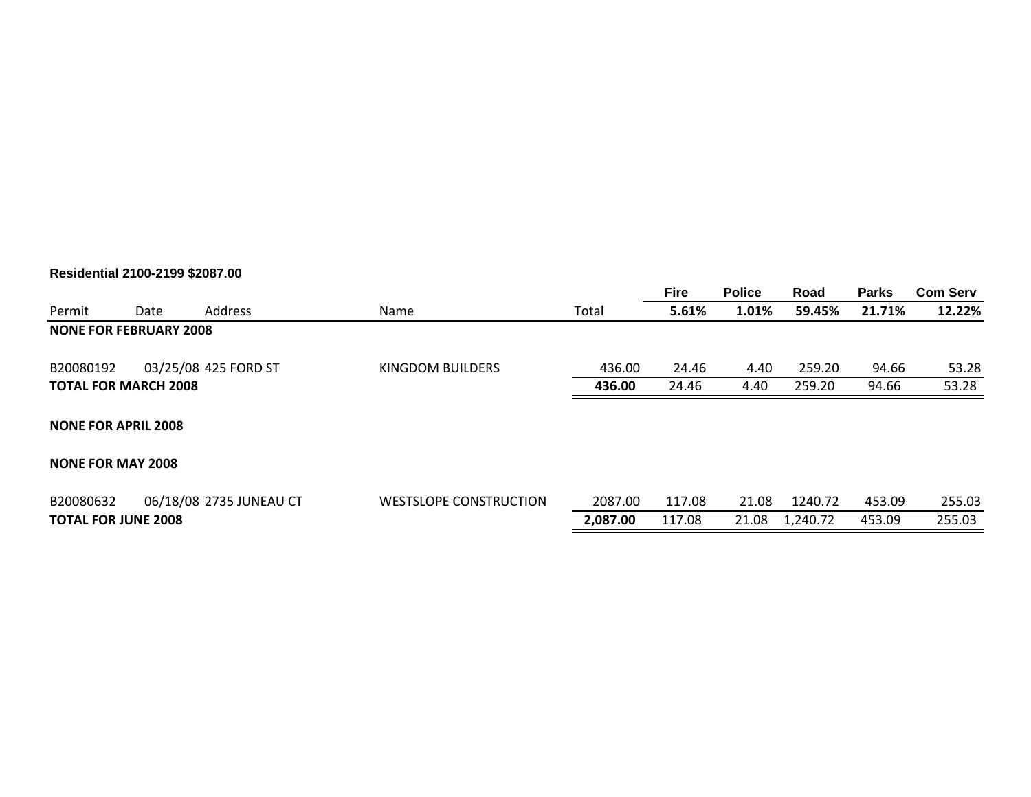**Residential 2100-2199 $2087.00**

| Permit | Date | Address | Name | Total | Fire 5.61% | Police 1.01% | Road 59.45% | Parks 21.71% | Com Serv 12.22% |
|---|---|---|---|---|---|---|---|---|---|
| **NONE FOR FEBRUARY 2008** | | | | | | | | | |
| B20080192 | 03/25/08 | 425 FORD ST | KINGDOM BUILDERS | 436.00 | 24.46 | 4.40 | 259.20 | 94.66 | 53.28 |
| **TOTAL FOR MARCH 2008** | | | | **436.00** | 24.46 | 4.40 | 259.20 | 94.66 | 53.28 |
| **NONE FOR APRIL 2008** | | | | | | | | | |
| **NONE FOR MAY 2008** | | | | | | | | | |
| B20080632 | 06/18/08 | 2735 JUNEAU CT | WESTSLOPE CONSTRUCTION | 2087.00 | 117.08 | 21.08 | 1240.72 | 453.09 | 255.03 |
| **TOTAL FOR JUNE 2008** | | | | **2,087.00** | 117.08 | 21.08 | 1,240.72 | 453.09 | 255.03 |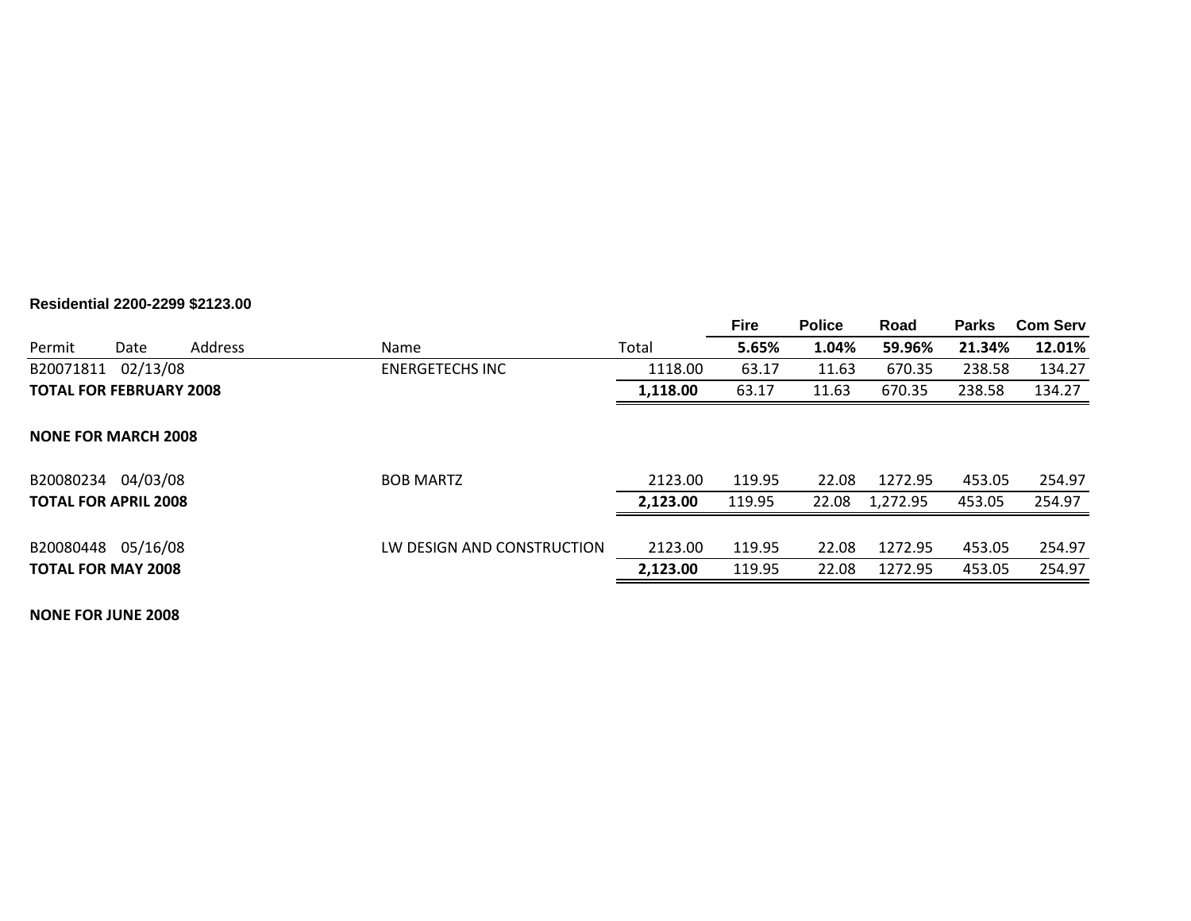**Residential 2200-2299 $2123.00**

| Permit | Date | Address | Name | Total | Fire<br>5.65% | Police<br>1.04% | Road<br>59.96% | Parks<br>21.34% | Com Serv<br>12.01% |
|---|---|---|---|---|---|---|---|---|---|
| B20071811 | 02/13/08 | | ENERGETECHS INC | 1118.00 | 63.17 | 11.63 | 670.35 | 238.58 | 134.27 |
| **TOTAL FOR FEBRUARY 2008** | | | | **1,118.00** | 63.17 | 11.63 | 670.35 | 238.58 | 134.27 |
| **NONE FOR MARCH 2008** | | | | | | | | | |
| B20080234 | 04/03/08 | | BOB MARTZ | 2123.00 | 119.95 | 22.08 | 1272.95 | 453.05 | 254.97 |
| **TOTAL FOR APRIL 2008** | | | | **2,123.00** | 119.95 | 22.08 | 1,272.95 | 453.05 | 254.97 |
| B20080448 | 05/16/08 | | LW DESIGN AND CONSTRUCTION | 2123.00 | 119.95 | 22.08 | 1272.95 | 453.05 | 254.97 |
| **TOTAL FOR MAY 2008** | | | | **2,123.00** | 119.95 | 22.08 | 1272.95 | 453.05 | 254.97 |

**NONE FOR JUNE 2008**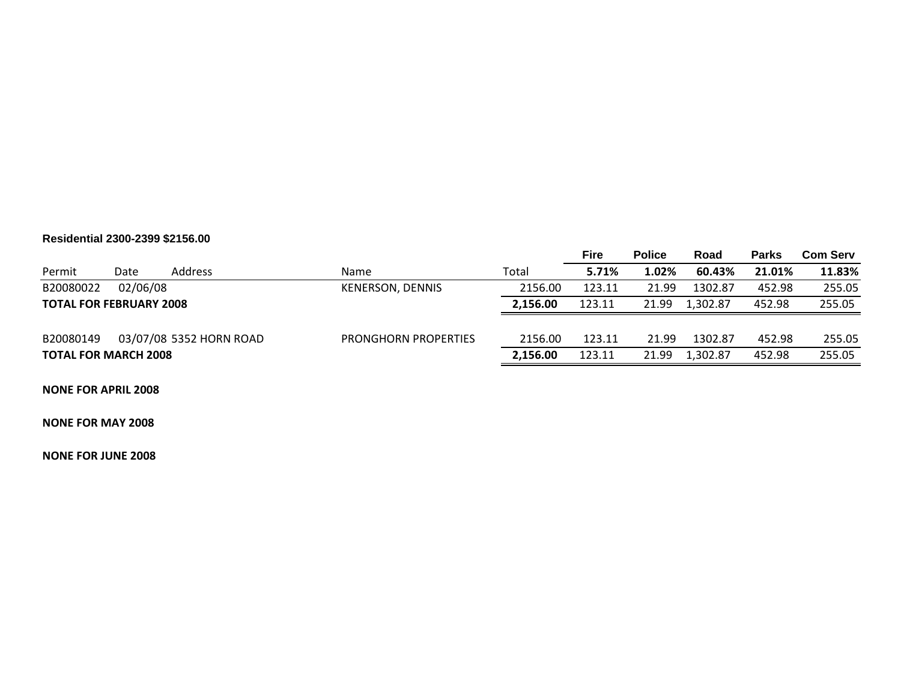**Residential 2300-2399 $2156.00**

| Permit | Date | Address | Name | Total | Fire 5.71% | Police 1.02% | Road 60.43% | Parks 21.01% | Com Serv 11.83% |
|---|---|---|---|---|---|---|---|---|---|
| B20080022 | 02/06/08 | | KENERSON, DENNIS | 2156.00 | 123.11 | 21.99 | 1302.87 | 452.98 | 255.05 |
| **TOTAL FOR FEBRUARY 2008** | | | | **2,156.00** | 123.11 | 21.99 | 1,302.87 | 452.98 | 255.05 |
| B20080149 | 03/07/08 | 5352 HORN ROAD | PRONGHORN PROPERTIES | 2156.00 | 123.11 | 21.99 | 1302.87 | 452.98 | 255.05 |
| **TOTAL FOR MARCH 2008** | | | | **2,156.00** | 123.11 | 21.99 | 1,302.87 | 452.98 | 255.05 |

**NONE FOR APRIL 2008**

**NONE FOR MAY 2008**

**NONE FOR JUNE 2008**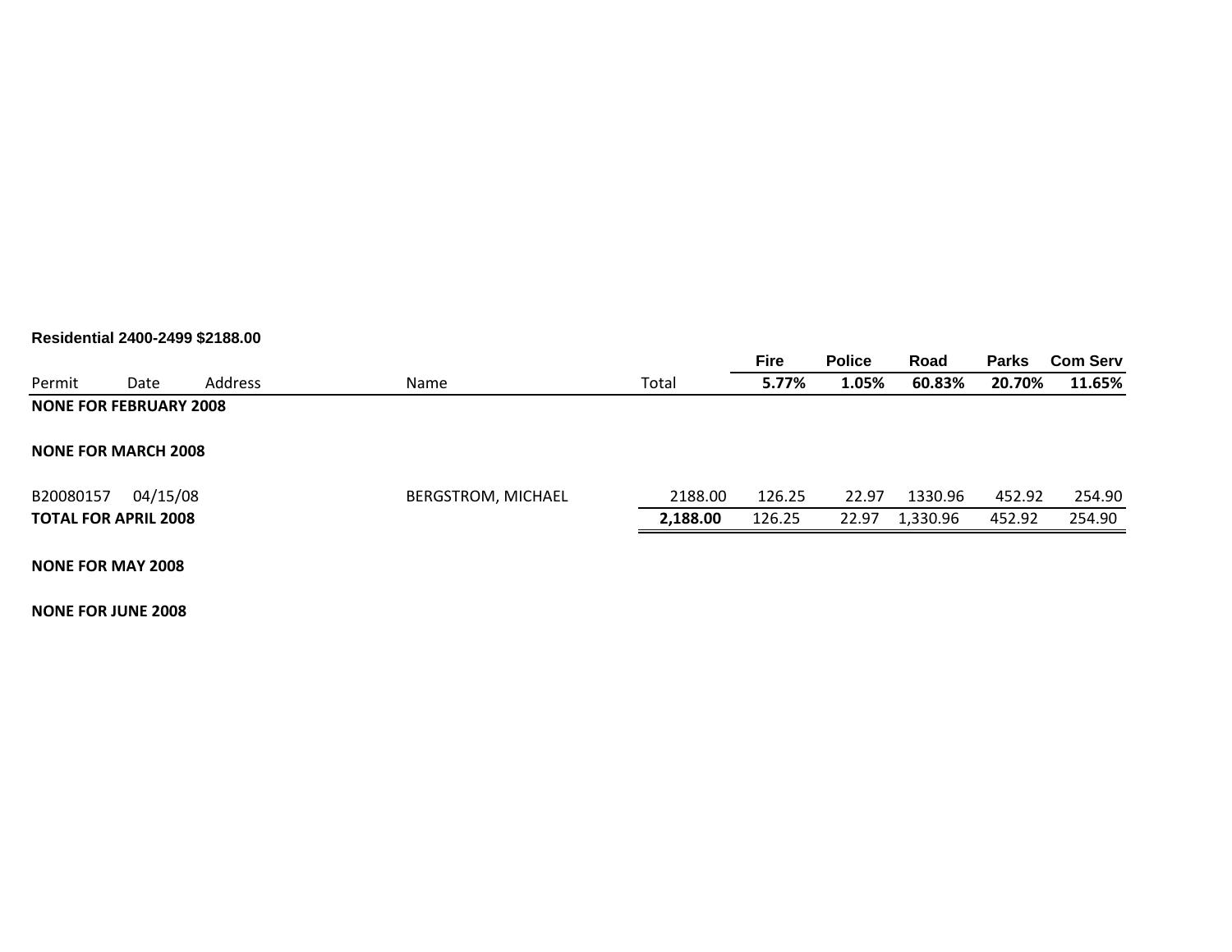**Residential 2400-2499 $2188.00**

| Permit | Date | Address | Name | Total | Fire<br>5.77% | Police<br>1.05% | Road<br>60.83% | Parks<br>20.70% | Com Serv<br>11.65% |
|---|---|---|---|---|---|---|---|---|---|
| **NONE FOR FEBRUARY 2008** | | | | | | | | | |
| **NONE FOR MARCH 2008** | | | | | | | | | |
| B20080157 | 04/15/08 | | BERGSTROM, MICHAEL | 2188.00 | 126.25 | 22.97 | 1330.96 | 452.92 | 254.90 |
| **TOTAL FOR APRIL 2008** | | | | **2,188.00** | 126.25 | 22.97 | 1,330.96 | 452.92 | 254.90 |
| **NONE FOR MAY 2008** | | | | | | | | | |
| **NONE FOR JUNE 2008** | | | | | | | | | |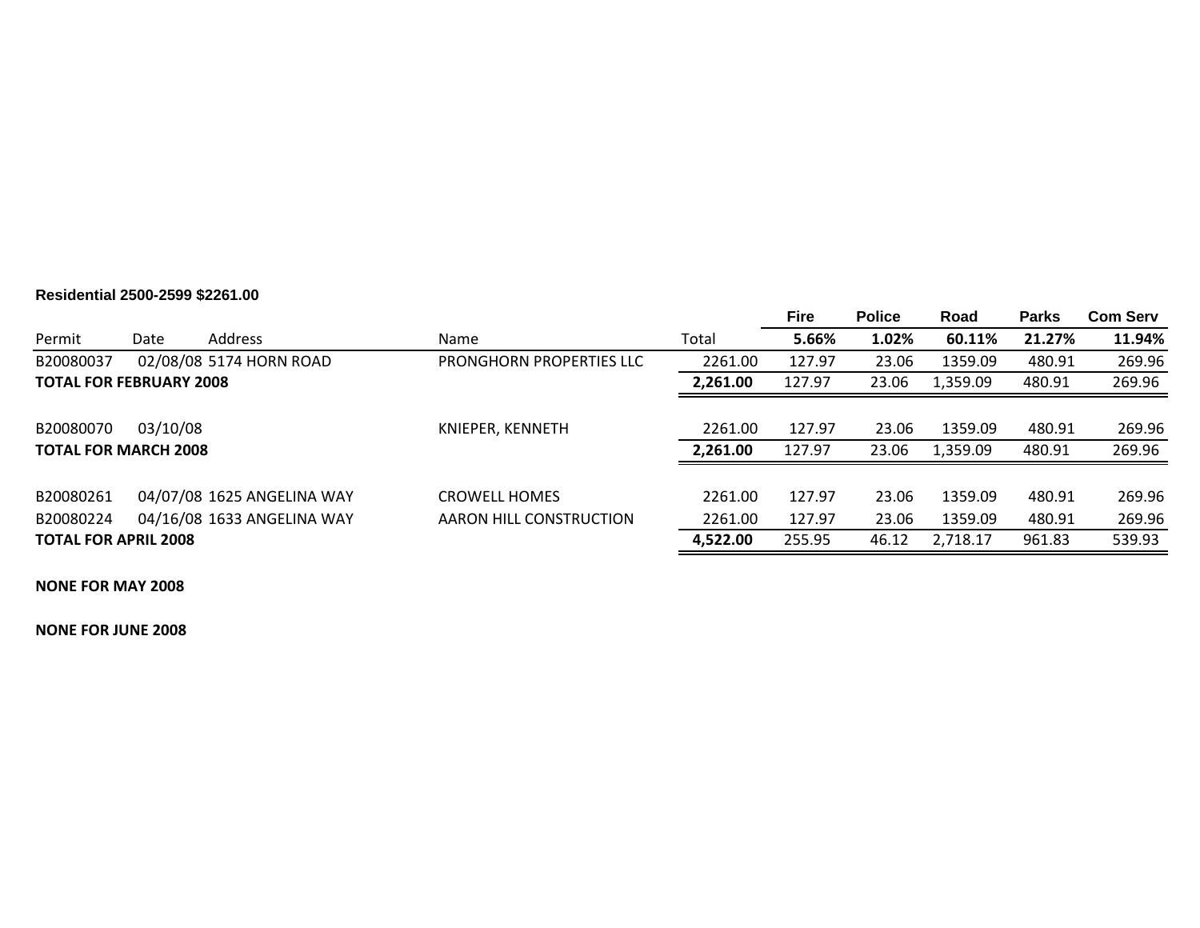**Residential 2500-2599 $2261.00**

| Permit | Date | Address | Name | Total | Fire 5.66% | Police 1.02% | Road 60.11% | Parks 21.27% | Com Serv 11.94% |
|---|---|---|---|---|---|---|---|---|---|
| B20080037 | 02/08/08 | 5174 HORN ROAD | PRONGHORN PROPERTIES LLC | 2261.00 | 127.97 | 23.06 | 1359.09 | 480.91 | 269.96 |
| **TOTAL FOR FEBRUARY 2008** | | | | **2,261.00** | 127.97 | 23.06 | 1,359.09 | 480.91 | 269.96 |
| | | | | | | | | | |
| B20080070 | 03/10/08 | | KNIEPER, KENNETH | 2261.00 | 127.97 | 23.06 | 1359.09 | 480.91 | 269.96 |
| **TOTAL FOR MARCH 2008** | | | | **2,261.00** | 127.97 | 23.06 | 1,359.09 | 480.91 | 269.96 |
| | | | | | | | | | |
| B20080261 | 04/07/08 | 1625 ANGELINA WAY | CROWELL HOMES | 2261.00 | 127.97 | 23.06 | 1359.09 | 480.91 | 269.96 |
| B20080224 | 04/16/08 | 1633 ANGELINA WAY | AARON HILL CONSTRUCTION | 2261.00 | 127.97 | 23.06 | 1359.09 | 480.91 | 269.96 |
| **TOTAL FOR APRIL 2008** | | | | **4,522.00** | 255.95 | 46.12 | 2,718.17 | 961.83 | 539.93 |

**NONE FOR MAY 2008**

**NONE FOR JUNE 2008**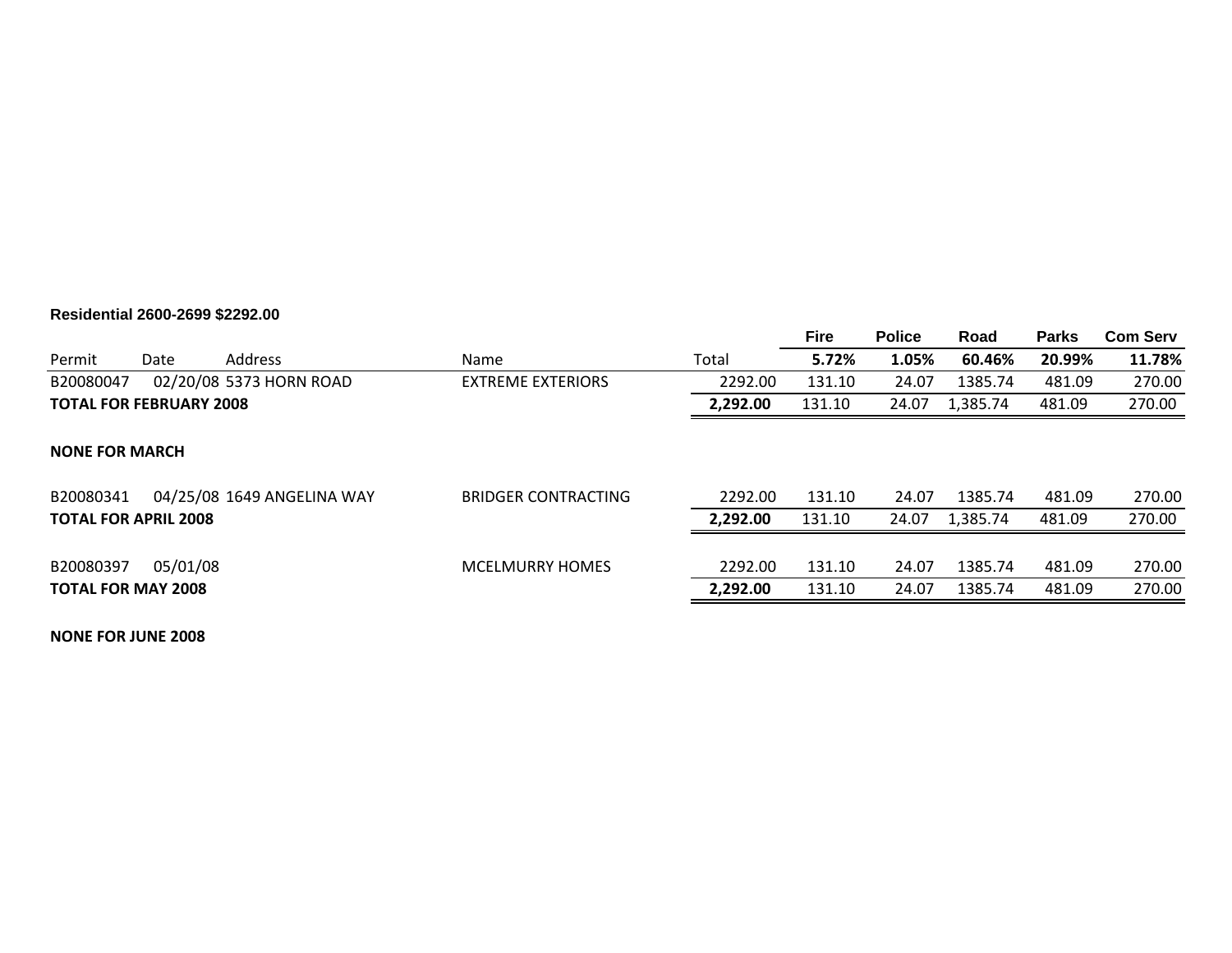**Residential 2600-2699 $2292.00**

| Permit | Date | Address | Name | Total | Fire 5.72% | Police 1.05% | Road 60.46% | Parks 20.99% | Com Serv 11.78% |
|---|---|---|---|---|---|---|---|---|---|
| B20080047 | 02/20/08 | 5373 HORN ROAD | EXTREME EXTERIORS | 2292.00 | 131.10 | 24.07 | 1385.74 | 481.09 | 270.00 |
| **TOTAL FOR FEBRUARY 2008** | | | | **2,292.00** | 131.10 | 24.07 | 1,385.74 | 481.09 | 270.00 |
| | | | | | | | | | |
| **NONE FOR MARCH** | | | | | | | | | |
| | | | | | | | | | |
| B20080341 | 04/25/08 | 1649 ANGELINA WAY | BRIDGER CONTRACTING | 2292.00 | 131.10 | 24.07 | 1385.74 | 481.09 | 270.00 |
| **TOTAL FOR APRIL 2008** | | | | **2,292.00** | 131.10 | 24.07 | 1,385.74 | 481.09 | 270.00 |
| | | | | | | | | | |
| B20080397 | 05/01/08 | | MCELMURRY HOMES | 2292.00 | 131.10 | 24.07 | 1385.74 | 481.09 | 270.00 |
| **TOTAL FOR MAY 2008** | | | | **2,292.00** | 131.10 | 24.07 | 1385.74 | 481.09 | 270.00 |

**NONE FOR JUNE 2008**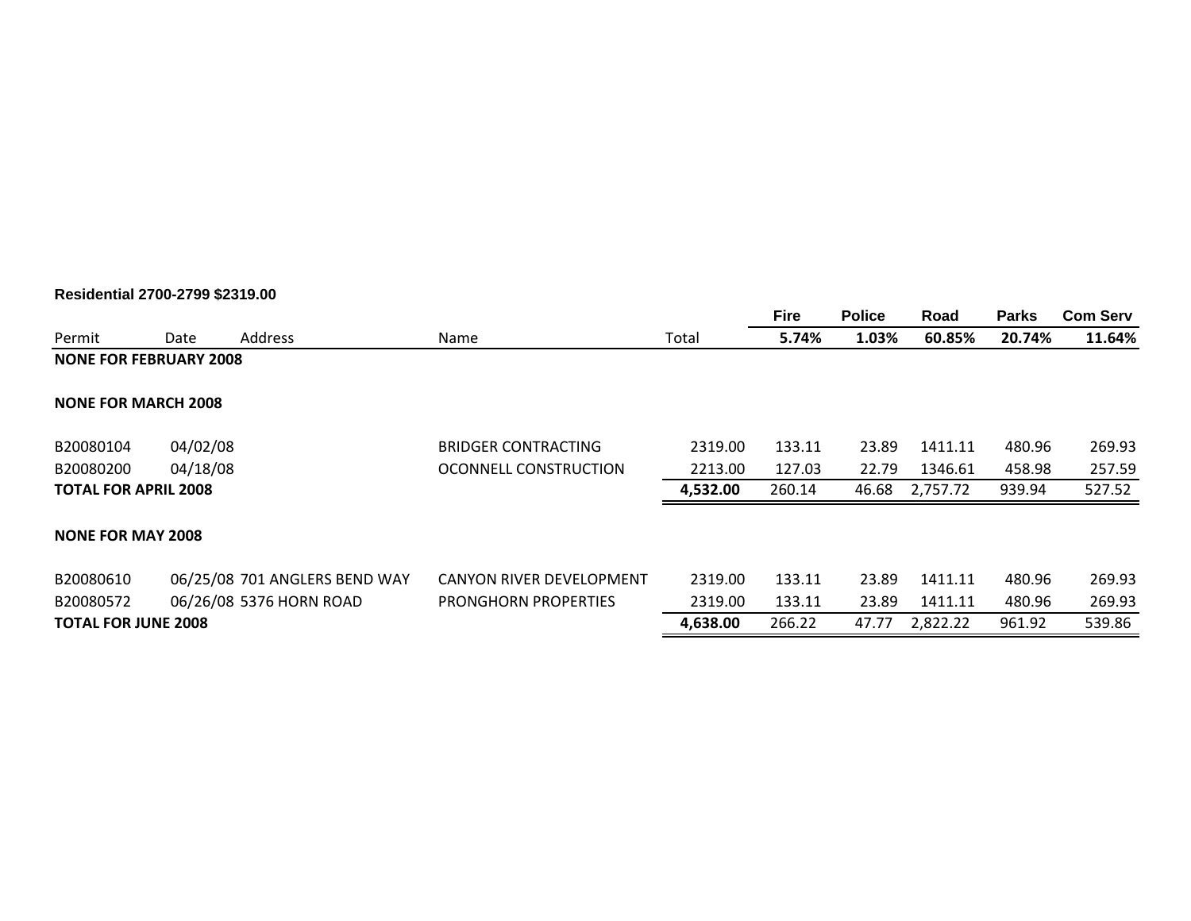**Residential 2700-2799 $2319.00**

| Permit | Date | Address | Name | Total | Fire 5.74% | Police 1.03% | Road 60.85% | Parks 20.74% | Com Serv 11.64% |
|---|---|---|---|---|---|---|---|---|---|
| **NONE FOR FEBRUARY 2008** | | | | | | | | | |
| **NONE FOR MARCH 2008** | | | | | | | | | |
| B20080104 | 04/02/08 | | BRIDGER CONTRACTING | 2319.00 | 133.11 | 23.89 | 1411.11 | 480.96 | 269.93 |
| B20080200 | 04/18/08 | | OCONNELL CONSTRUCTION | 2213.00 | 127.03 | 22.79 | 1346.61 | 458.98 | 257.59 |
| **TOTAL FOR APRIL 2008** | | | | **4,532.00** | 260.14 | 46.68 | 2,757.72 | 939.94 | 527.52 |
| **NONE FOR MAY 2008** | | | | | | | | | |
| B20080610 | 06/25/08 | 701 ANGLERS BEND WAY | CANYON RIVER DEVELOPMENT | 2319.00 | 133.11 | 23.89 | 1411.11 | 480.96 | 269.93 |
| B20080572 | 06/26/08 | 5376 HORN ROAD | PRONGHORN PROPERTIES | 2319.00 | 133.11 | 23.89 | 1411.11 | 480.96 | 269.93 |
| **TOTAL FOR JUNE 2008** | | | | **4,638.00** | 266.22 | 47.77 | 2,822.22 | 961.92 | 539.86 |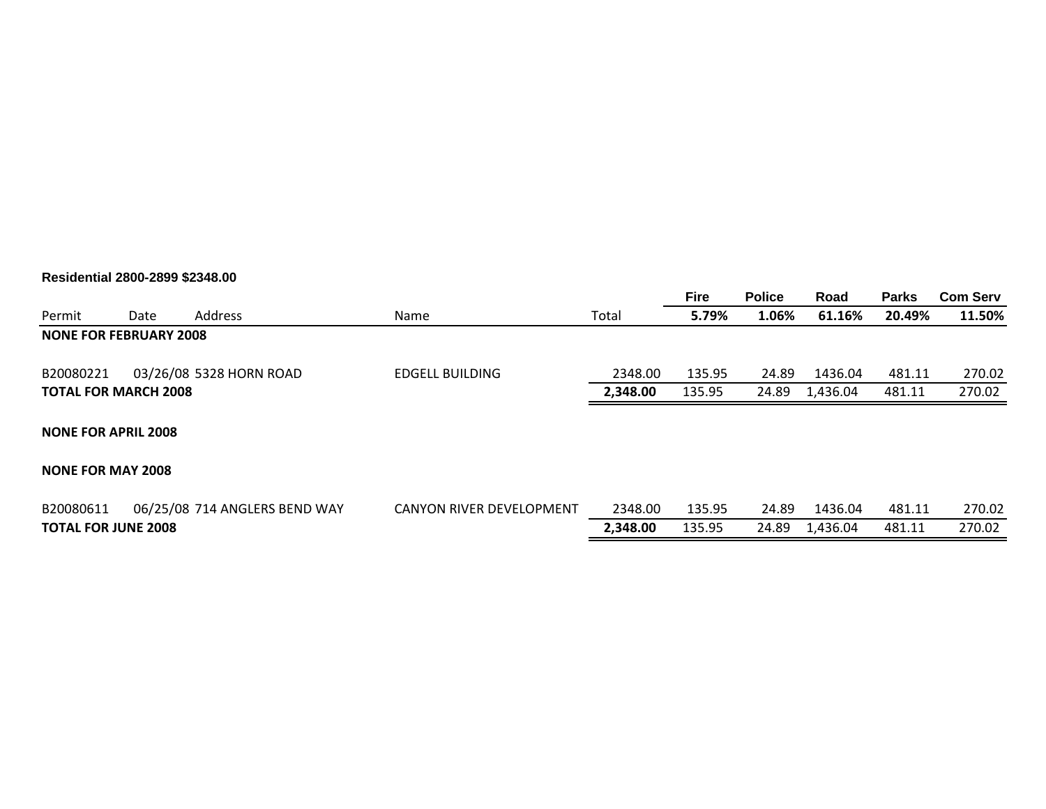**Residential 2800-2899 $2348.00**

| Permit | Date | Address | Name | Total | Fire<br>5.79% | Police<br>1.06% | Road<br>61.16% | Parks<br>20.49% | Com Serv<br>11.50% |
|---|---|---|---|---|---|---|---|---|---|
| **NONE FOR FEBRUARY 2008** | | | | | | | | | |
| B20080221 | 03/26/08 | 5328 HORN ROAD | EDGELL BUILDING | 2348.00 | 135.95 | 24.89 | 1436.04 | 481.11 | 270.02 |
| **TOTAL FOR MARCH 2008** | | | | **2,348.00** | 135.95 | 24.89 | 1,436.04 | 481.11 | 270.02 |
| **NONE FOR APRIL 2008** | | | | | | | | | |
| **NONE FOR MAY 2008** | | | | | | | | | |
| B20080611 | 06/25/08 | 714 ANGLERS BEND WAY | CANYON RIVER DEVELOPMENT | 2348.00 | 135.95 | 24.89 | 1436.04 | 481.11 | 270.02 |
| **TOTAL FOR JUNE 2008** | | | | **2,348.00** | 135.95 | 24.89 | 1,436.04 | 481.11 | 270.02 |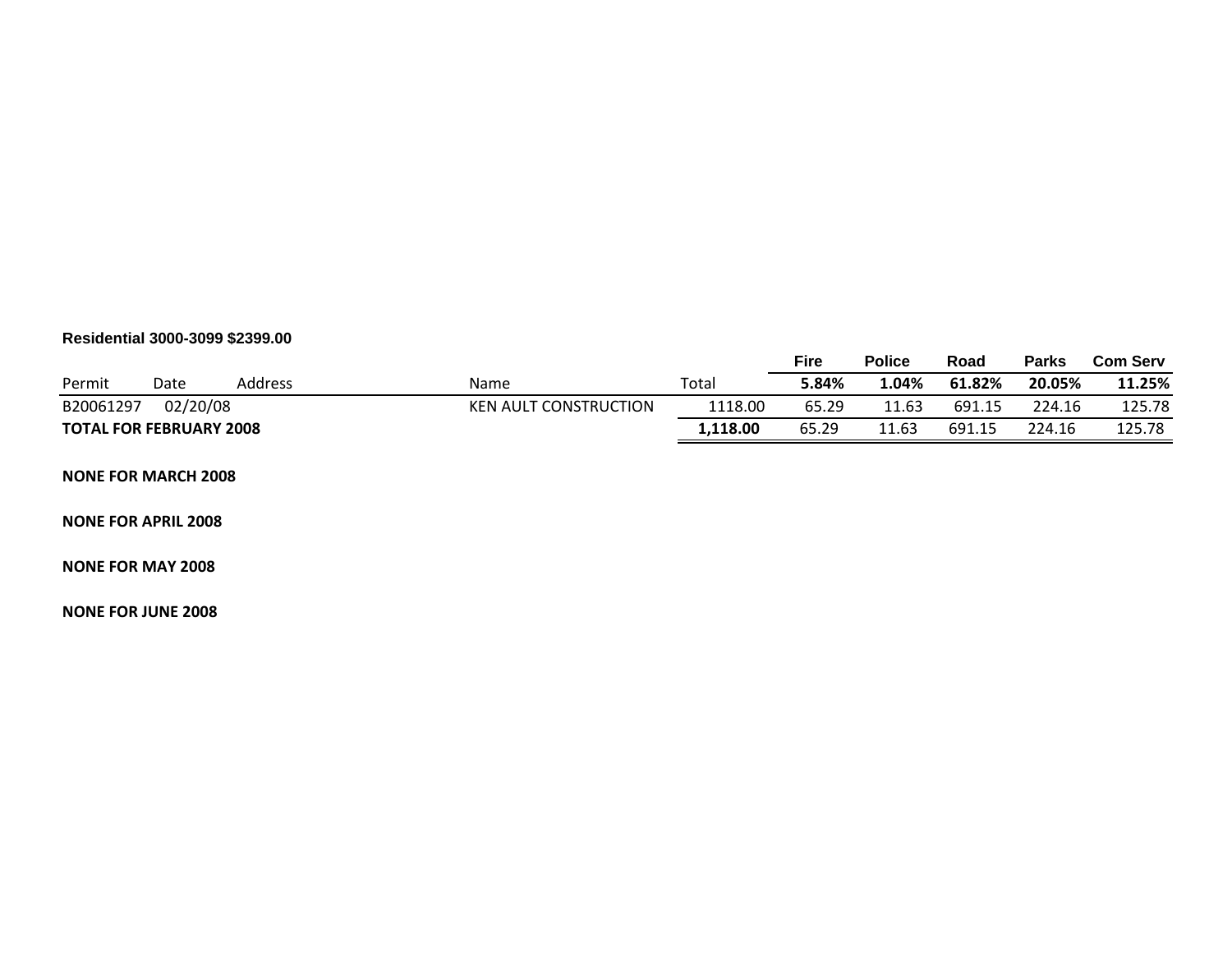**Residential 3000-3099 $2399.00**

| Permit | Date | Address | Name | Total | Fire<br>5.84% | Police<br>1.04% | Road<br>61.82% | Parks<br>20.05% | Com Serv<br>11.25% |
|---|---|---|---|---|---|---|---|---|---|
| B20061297 | 02/20/08 | | KEN AULT CONSTRUCTION | 1118.00 | 65.29 | 11.63 | 691.15 | 224.16 | 125.78 |
| **TOTAL FOR FEBRUARY 2008** | | | | **1,118.00** | 65.29 | 11.63 | 691.15 | 224.16 | 125.78 |

**NONE FOR MARCH 2008**

**NONE FOR APRIL 2008**

**NONE FOR MAY 2008**

**NONE FOR JUNE 2008**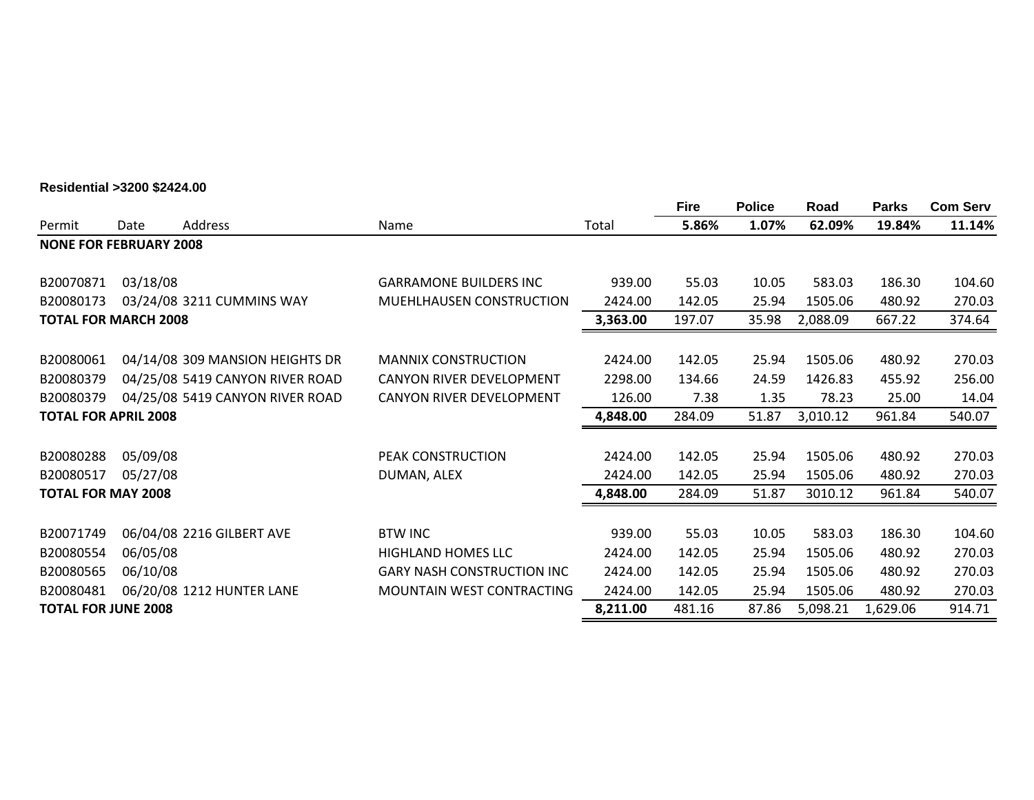**Residential >3200 $2424.00**

| Permit | Date | Address | Name | Total | Fire 5.86% | Police 1.07% | Road 62.09% | Parks 19.84% | Com Serv 11.14% |
|---|---|---|---|---|---|---|---|---|---|
| **NONE FOR FEBRUARY 2008** | | | | | | | | | |
| B20070871 | 03/18/08 | | GARRAMONE BUILDERS INC | 939.00 | 55.03 | 10.05 | 583.03 | 186.30 | 104.60 |
| B20080173 | 03/24/08 | 3211 CUMMINS WAY | MUEHLHAUSEN CONSTRUCTION | 2424.00 | 142.05 | 25.94 | 1505.06 | 480.92 | 270.03 |
| **TOTAL FOR MARCH 2008** | | | | **3,363.00** | 197.07 | 35.98 | 2,088.09 | 667.22 | 374.64 |
| B20080061 | 04/14/08 | 309 MANSION HEIGHTS DR | MANNIX CONSTRUCTION | 2424.00 | 142.05 | 25.94 | 1505.06 | 480.92 | 270.03 |
| B20080379 | 04/25/08 | 5419 CANYON RIVER ROAD | CANYON RIVER DEVELOPMENT | 2298.00 | 134.66 | 24.59 | 1426.83 | 455.92 | 256.00 |
| B20080379 | 04/25/08 | 5419 CANYON RIVER ROAD | CANYON RIVER DEVELOPMENT | 126.00 | 7.38 | 1.35 | 78.23 | 25.00 | 14.04 |
| **TOTAL FOR APRIL 2008** | | | | **4,848.00** | 284.09 | 51.87 | 3,010.12 | 961.84 | 540.07 |
| B20080288 | 05/09/08 | | PEAK CONSTRUCTION | 2424.00 | 142.05 | 25.94 | 1505.06 | 480.92 | 270.03 |
| B20080517 | 05/27/08 | | DUMAN, ALEX | 2424.00 | 142.05 | 25.94 | 1505.06 | 480.92 | 270.03 |
| **TOTAL FOR MAY 2008** | | | | **4,848.00** | 284.09 | 51.87 | 3010.12 | 961.84 | 540.07 |
| B20071749 | 06/04/08 | 2216 GILBERT AVE | BTW INC | 939.00 | 55.03 | 10.05 | 583.03 | 186.30 | 104.60 |
| B20080554 | 06/05/08 | | HIGHLAND HOMES LLC | 2424.00 | 142.05 | 25.94 | 1505.06 | 480.92 | 270.03 |
| B20080565 | 06/10/08 | | GARY NASH CONSTRUCTION INC | 2424.00 | 142.05 | 25.94 | 1505.06 | 480.92 | 270.03 |
| B20080481 | 06/20/08 | 1212 HUNTER LANE | MOUNTAIN WEST CONTRACTING | 2424.00 | 142.05 | 25.94 | 1505.06 | 480.92 | 270.03 |
| **TOTAL FOR JUNE 2008** | | | | **8,211.00** | 481.16 | 87.86 | 5,098.21 | 1,629.06 | 914.71 |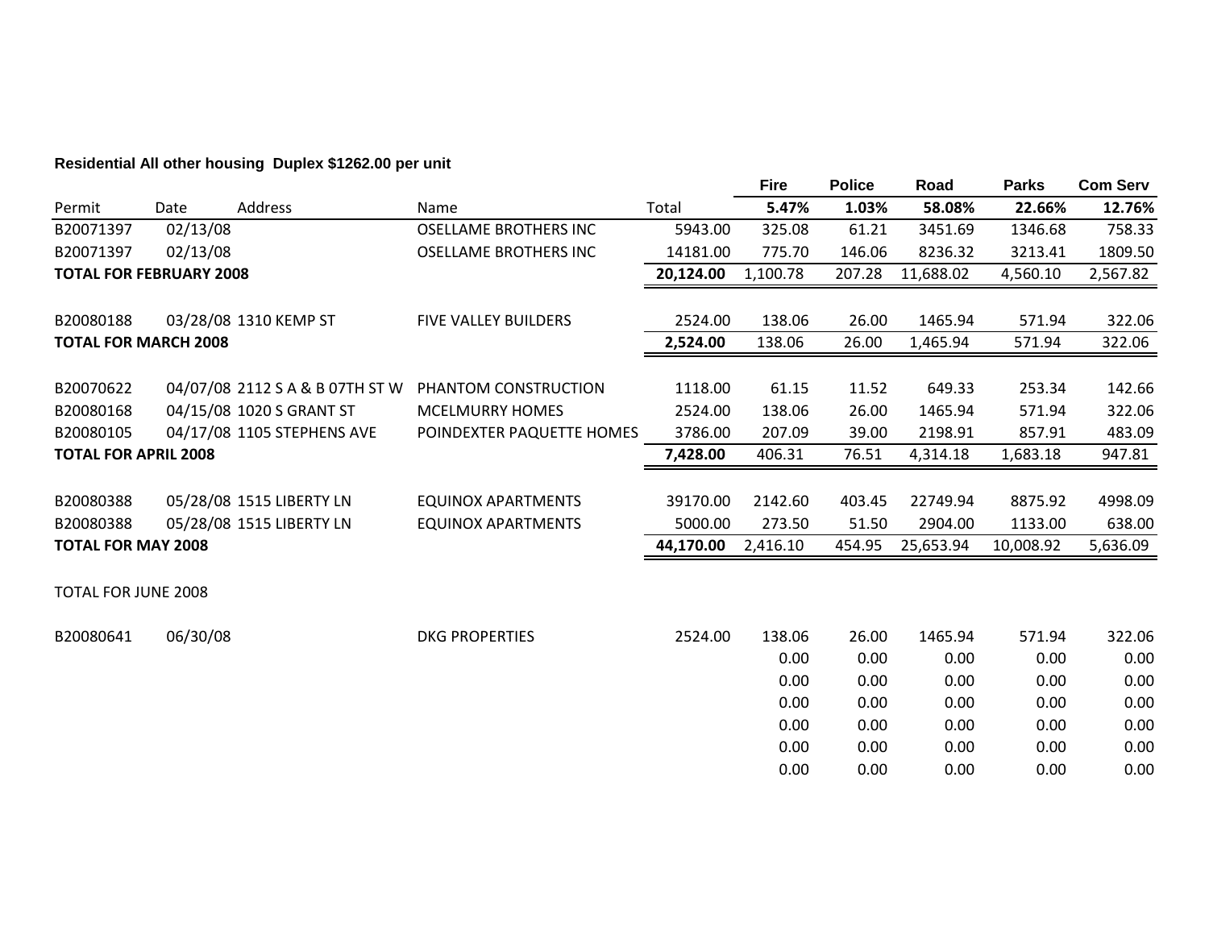**Residential All other housing Duplex $1262.00 per unit**

| Permit | Date | Address | Name | Total | Fire 5.47% | Police 1.03% | Road 58.08% | Parks 22.66% | Com Serv 12.76% |
|---|---|---|---|---|---|---|---|---|---|
| B20071397 | 02/13/08 | | OSELLAME BROTHERS INC | 5943.00 | 325.08 | 61.21 | 3451.69 | 1346.68 | 758.33 |
| B20071397 | 02/13/08 | | OSELLAME BROTHERS INC | 14181.00 | 775.70 | 146.06 | 8236.32 | 3213.41 | 1809.50 |
| **TOTAL FOR FEBRUARY 2008** | | | | **20,124.00** | 1,100.78 | 207.28 | 11,688.02 | 4,560.10 | 2,567.82 |
| B20080188 | 03/28/08 | 1310 KEMP ST | FIVE VALLEY BUILDERS | 2524.00 | 138.06 | 26.00 | 1465.94 | 571.94 | 322.06 |
| **TOTAL FOR MARCH 2008** | | | | **2,524.00** | 138.06 | 26.00 | 1,465.94 | 571.94 | 322.06 |
| B20070622 | 04/07/08 | 2112 S A & B 07TH ST W | PHANTOM CONSTRUCTION | 1118.00 | 61.15 | 11.52 | 649.33 | 253.34 | 142.66 |
| B20080168 | 04/15/08 | 1020 S GRANT ST | MCELMURRY HOMES | 2524.00 | 138.06 | 26.00 | 1465.94 | 571.94 | 322.06 |
| B20080105 | 04/17/08 | 1105 STEPHENS AVE | POINDEXTER PAQUETTE HOMES | 3786.00 | 207.09 | 39.00 | 2198.91 | 857.91 | 483.09 |
| **TOTAL FOR APRIL 2008** | | | | **7,428.00** | 406.31 | 76.51 | 4,314.18 | 1,683.18 | 947.81 |
| B20080388 | 05/28/08 | 1515 LIBERTY LN | EQUINOX APARTMENTS | 39170.00 | 2142.60 | 403.45 | 22749.94 | 8875.92 | 4998.09 |
| B20080388 | 05/28/08 | 1515 LIBERTY LN | EQUINOX APARTMENTS | 5000.00 | 273.50 | 51.50 | 2904.00 | 1133.00 | 638.00 |
| **TOTAL FOR MAY 2008** | | | | **44,170.00** | 2,416.10 | 454.95 | 25,653.94 | 10,008.92 | 5,636.09 |
| TOTAL FOR JUNE 2008 | | | | | | | | | |
| B20080641 | 06/30/08 | | DKG PROPERTIES | 2524.00 | 138.06 | 26.00 | 1465.94 | 571.94 | 322.06 |
| | | | | | 0.00 | 0.00 | 0.00 | 0.00 | 0.00 |
| | | | | | 0.00 | 0.00 | 0.00 | 0.00 | 0.00 |
| | | | | | 0.00 | 0.00 | 0.00 | 0.00 | 0.00 |
| | | | | | 0.00 | 0.00 | 0.00 | 0.00 | 0.00 |
| | | | | | 0.00 | 0.00 | 0.00 | 0.00 | 0.00 |
| | | | | | 0.00 | 0.00 | 0.00 | 0.00 | 0.00 |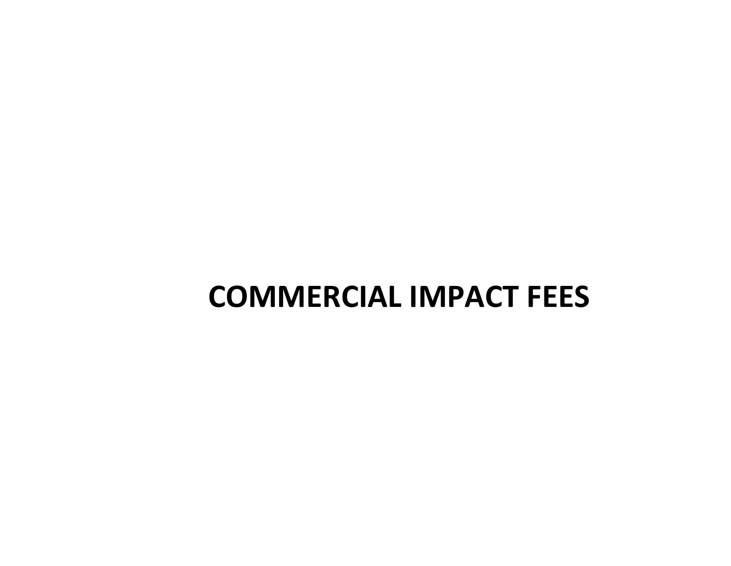# COMMERCIAL IMPACT FEES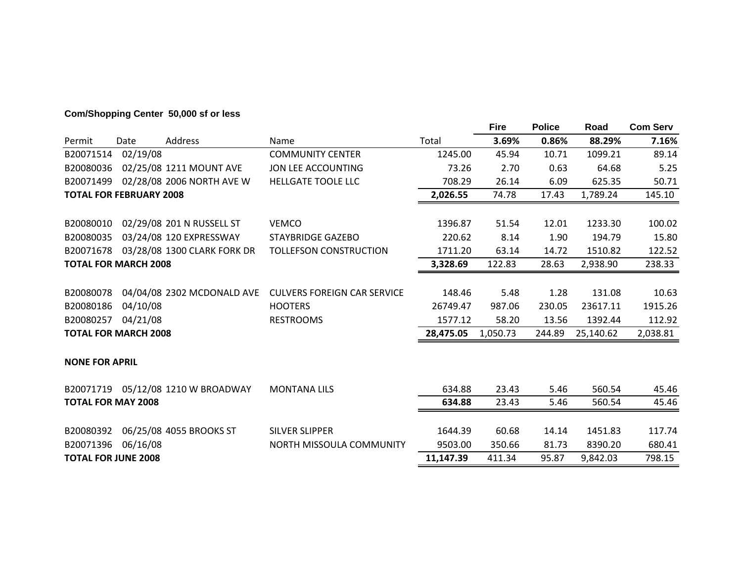**Com/Shopping Center 50,000 sf or less**

| Permit | Date | Address | Name | Total | Fire 3.69% | Police 0.86% | Road 88.29% | Com Serv 7.16% |
|---|---|---|---|---|---|---|---|---|
| B20071514 | 02/19/08 | | COMMUNITY CENTER | 1245.00 | 45.94 | 10.71 | 1099.21 | 89.14 |
| B20080036 | 02/25/08 | 1211 MOUNT AVE | JON LEE ACCOUNTING | 73.26 | 2.70 | 0.63 | 64.68 | 5.25 |
| B20071499 | 02/28/08 | 2006 NORTH AVE W | HELLGATE TOOLE LLC | 708.29 | 26.14 | 6.09 | 625.35 | 50.71 |
| **TOTAL FOR FEBRUARY 2008** | | | | **2,026.55** | 74.78 | 17.43 | 1,789.24 | 145.10 |
| | | | | | | | | |
| B20080010 | 02/29/08 | 201 N RUSSELL ST | VEMCO | 1396.87 | 51.54 | 12.01 | 1233.30 | 100.02 |
| B20080035 | 03/24/08 | 120 EXPRESSWAY | STAYBRIDGE GAZEBO | 220.62 | 8.14 | 1.90 | 194.79 | 15.80 |
| B20071678 | 03/28/08 | 1300 CLARK FORK DR | TOLLEFSON CONSTRUCTION | 1711.20 | 63.14 | 14.72 | 1510.82 | 122.52 |
| **TOTAL FOR MARCH 2008** | | | | **3,328.69** | 122.83 | 28.63 | 2,938.90 | 238.33 |
| | | | | | | | | |
| B20080078 | 04/04/08 | 2302 MCDONALD AVE | CULVERS FOREIGN CAR SERVICE | 148.46 | 5.48 | 1.28 | 131.08 | 10.63 |
| B20080186 | 04/10/08 | | HOOTERS | 26749.47 | 987.06 | 230.05 | 23617.11 | 1915.26 |
| B20080257 | 04/21/08 | | RESTROOMS | 1577.12 | 58.20 | 13.56 | 1392.44 | 112.92 |
| **TOTAL FOR MARCH 2008** | | | | **28,475.05** | 1,050.73 | 244.89 | 25,140.62 | 2,038.81 |
| | | | | | | | | |
| **NONE FOR APRIL** | | | | | | | | |
| | | | | | | | | |
| B20071719 | 05/12/08 | 1210 W BROADWAY | MONTANA LILS | 634.88 | 23.43 | 5.46 | 560.54 | 45.46 |
| **TOTAL FOR MAY 2008** | | | | **634.88** | 23.43 | 5.46 | 560.54 | 45.46 |
| | | | | | | | | |
| B20080392 | 06/25/08 | 4055 BROOKS ST | SILVER SLIPPER | 1644.39 | 60.68 | 14.14 | 1451.83 | 117.74 |
| B20071396 | 06/16/08 | | NORTH MISSOULA COMMUNITY | 9503.00 | 350.66 | 81.73 | 8390.20 | 680.41 |
| **TOTAL FOR JUNE 2008** | | | | **11,147.39** | 411.34 | 95.87 | 9,842.03 | 798.15 |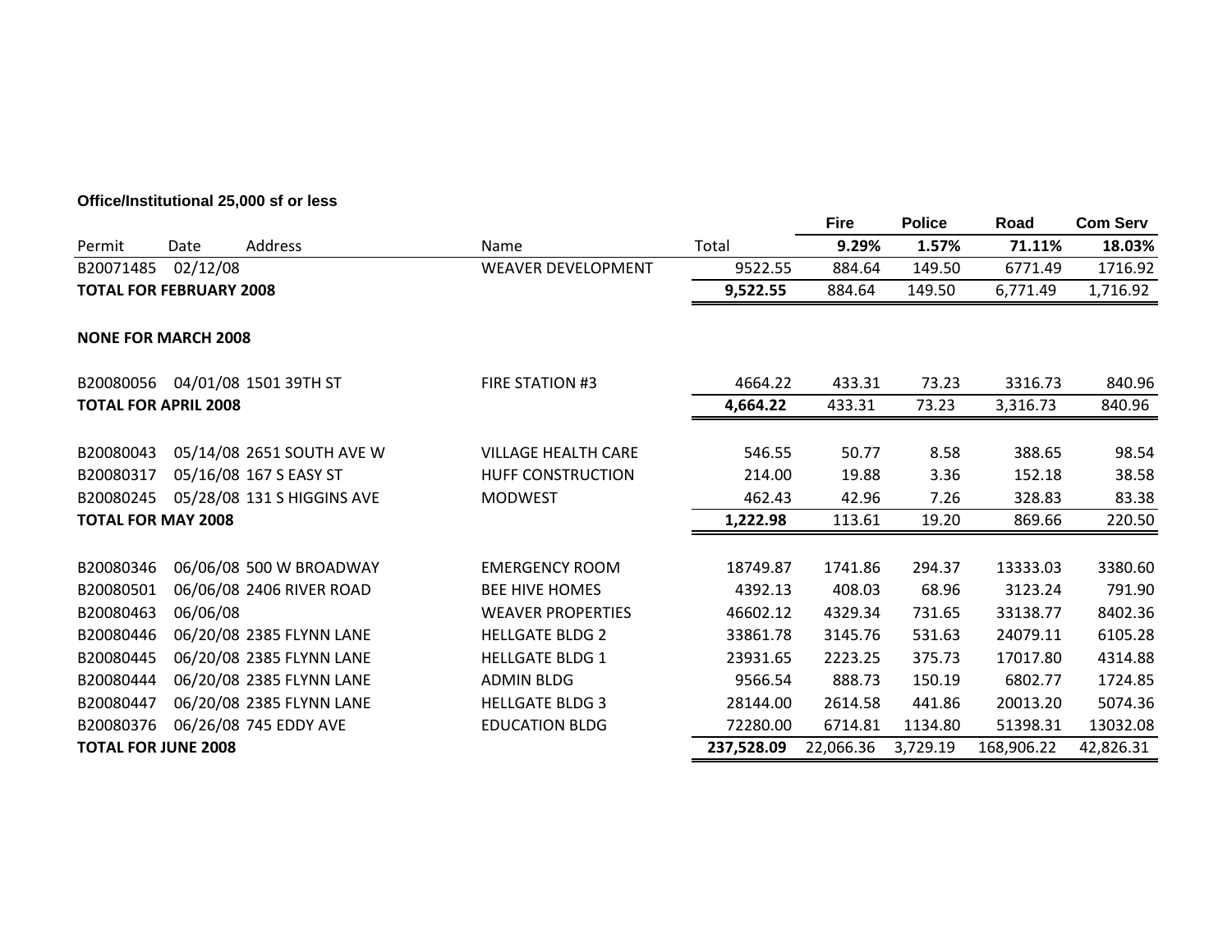**Office/Institutional 25,000 sf or less**

| Permit | Date | Address | Name | Total | Fire | Police | Road | Com Serv |
|---|---|---|---|---|---|---|---|---|
| | | | | | **9.29%** | **1.57%** | **71.11%** | **18.03%** |
| B20071485 | 02/12/08 | | WEAVER DEVELOPMENT | 9522.55 | 884.64 | 149.50 | 6771.49 | 1716.92 |
| **TOTAL FOR FEBRUARY 2008** | | | | **9,522.55** | 884.64 | 149.50 | 6,771.49 | 1,716.92 |
| **NONE FOR MARCH 2008** | | | | | | | | |
| B20080056 | 04/01/08 | 1501 39TH ST | FIRE STATION #3 | 4664.22 | 433.31 | 73.23 | 3316.73 | 840.96 |
| **TOTAL FOR APRIL 2008** | | | | **4,664.22** | 433.31 | 73.23 | 3,316.73 | 840.96 |
| B20080043 | 05/14/08 | 2651 SOUTH AVE W | VILLAGE HEALTH CARE | 546.55 | 50.77 | 8.58 | 388.65 | 98.54 |
| B20080317 | 05/16/08 | 167 S EASY ST | HUFF CONSTRUCTION | 214.00 | 19.88 | 3.36 | 152.18 | 38.58 |
| B20080245 | 05/28/08 | 131 S HIGGINS AVE | MODWEST | 462.43 | 42.96 | 7.26 | 328.83 | 83.38 |
| **TOTAL FOR MAY 2008** | | | | **1,222.98** | 113.61 | 19.20 | 869.66 | 220.50 |
| B20080346 | 06/06/08 | 500 W BROADWAY | EMERGENCY ROOM | 18749.87 | 1741.86 | 294.37 | 13333.03 | 3380.60 |
| B20080501 | 06/06/08 | 2406 RIVER ROAD | BEE HIVE HOMES | 4392.13 | 408.03 | 68.96 | 3123.24 | 791.90 |
| B20080463 | 06/06/08 | | WEAVER PROPERTIES | 46602.12 | 4329.34 | 731.65 | 33138.77 | 8402.36 |
| B20080446 | 06/20/08 | 2385 FLYNN LANE | HELLGATE BLDG 2 | 33861.78 | 3145.76 | 531.63 | 24079.11 | 6105.28 |
| B20080445 | 06/20/08 | 2385 FLYNN LANE | HELLGATE BLDG 1 | 23931.65 | 2223.25 | 375.73 | 17017.80 | 4314.88 |
| B20080444 | 06/20/08 | 2385 FLYNN LANE | ADMIN BLDG | 9566.54 | 888.73 | 150.19 | 6802.77 | 1724.85 |
| B20080447 | 06/20/08 | 2385 FLYNN LANE | HELLGATE BLDG 3 | 28144.00 | 2614.58 | 441.86 | 20013.20 | 5074.36 |
| B20080376 | 06/26/08 | 745 EDDY AVE | EDUCATION BLDG | 72280.00 | 6714.81 | 1134.80 | 51398.31 | 13032.08 |
| **TOTAL FOR JUNE 2008** | | | | **237,528.09** | 22,066.36 | 3,729.19 | 168,906.22 | 42,826.31 |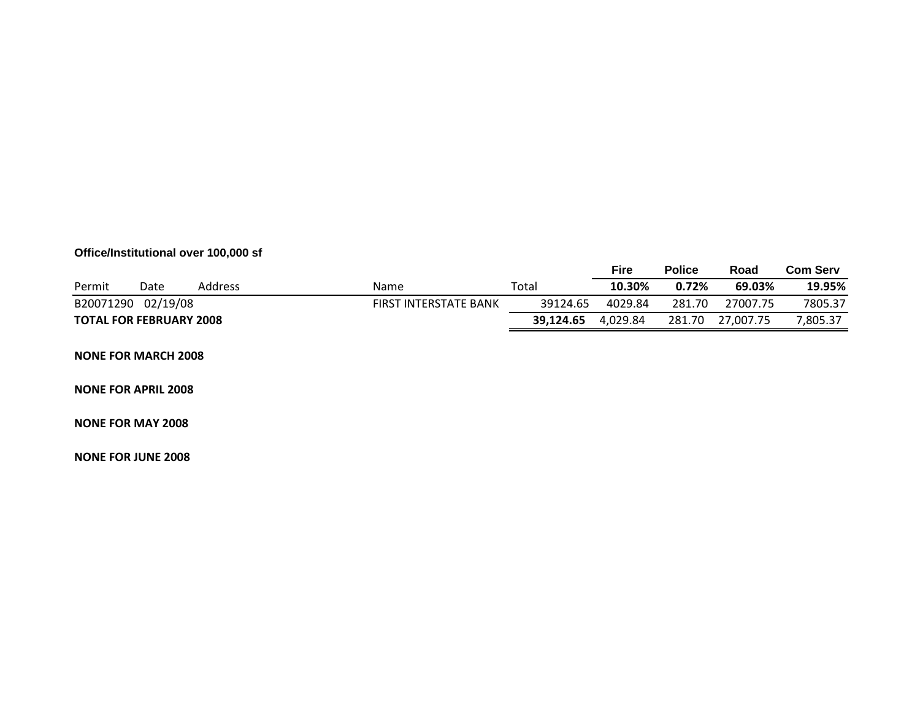**Office/Institutional over 100,000 sf**

| Permit | Date | Address | Name | Total | Fire<br>10.30% | Police<br>0.72% | Road<br>69.03% | Com Serv<br>19.95% |
|---|---|---|---|---|---|---|---|---|
| B20071290 | 02/19/08 | | FIRST INTERSTATE BANK | 39124.65 | 4029.84 | 281.70 | 27007.75 | 7805.37 |
| **TOTAL FOR FEBRUARY 2008** | | | | **39,124.65** | 4,029.84 | 281.70 | 27,007.75 | 7,805.37 |

**NONE FOR MARCH 2008**

**NONE FOR APRIL 2008**

**NONE FOR MAY 2008**

**NONE FOR JUNE 2008**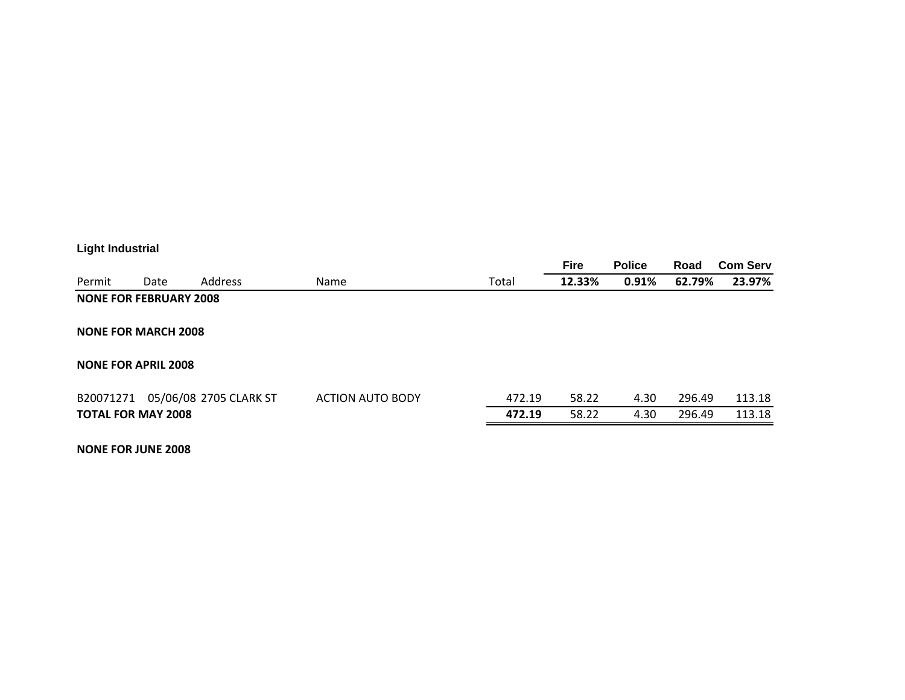**Light Industrial**

| Permit | Date | Address | Name | Total | Fire<br>12.33% | Police<br>0.91% | Road<br>62.79% | Com Serv<br>23.97% |
|---|---|---|---|---|---|---|---|---|
| **NONE FOR FEBRUARY 2008** | | | | | | | | |
| **NONE FOR MARCH 2008** | | | | | | | | |
| **NONE FOR APRIL 2008** | | | | | | | | |
| B20071271 | 05/06/08 | 2705 CLARK ST | ACTION AUTO BODY | 472.19 | 58.22 | 4.30 | 296.49 | 113.18 |
| **TOTAL FOR MAY 2008** | | | | **472.19** | 58.22 | 4.30 | 296.49 | 113.18 |
| **NONE FOR JUNE 2008** | | | | | | | | |